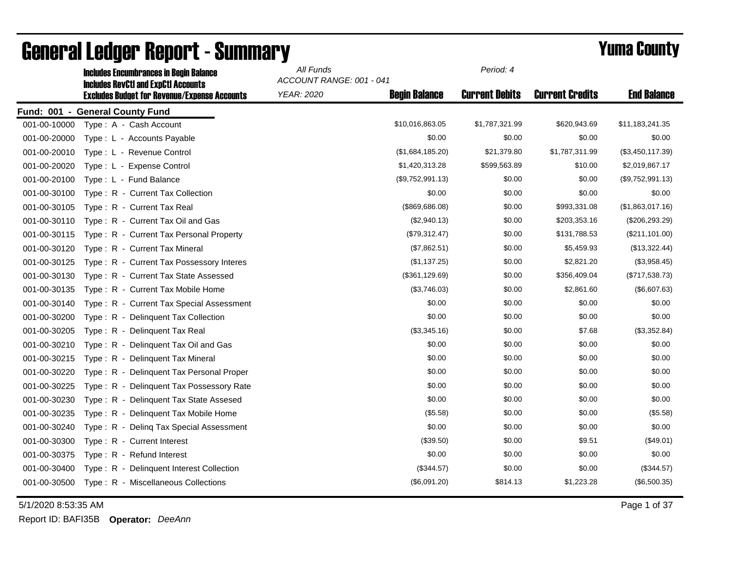# General Ledger Report - Summary

## Yuma County

**Includes Encumbrances in Begin Balance**
**Includes RevCtl and ExpCtl Accounts**
**Excludes Budget for Revenue/Expense Accounts**

*All Funds*
*ACCOUNT RANGE: 001 - 041*
*YEAR: 2020*
*Period: 4*

**Fund: 001 - General County Fund**

| | | Begin Balance | Current Debits | Current Credits | End Balance |
|---|---|---|---|---|---|
| 001-00-10000 | Type : A - Cash Account | $10,016,863.05 | $1,787,321.99 | $620,943.69 | $11,183,241.35 |
| 001-00-20000 | Type : L - Accounts Payable | $0.00 | $0.00 | $0.00 | $0.00 |
| 001-00-20010 | Type : L - Revenue Control | ($1,684,185.20) | $21,379.80 | $1,787,311.99 | ($3,450,117.39) |
| 001-00-20020 | Type : L - Expense Control | $1,420,313.28 | $599,563.89 | $10.00 | $2,019,867.17 |
| 001-00-20100 | Type : L - Fund Balance | ($9,752,991.13) | $0.00 | $0.00 | ($9,752,991.13) |
| 001-00-30100 | Type : R - Current Tax Collection | $0.00 | $0.00 | $0.00 | $0.00 |
| 001-00-30105 | Type : R - Current Tax Real | ($869,686.08) | $0.00 | $993,331.08 | ($1,863,017.16) |
| 001-00-30110 | Type : R - Current Tax Oil and Gas | ($2,940.13) | $0.00 | $203,353.16 | ($206,293.29) |
| 001-00-30115 | Type : R - Current Tax Personal Property | ($79,312.47) | $0.00 | $131,788.53 | ($211,101.00) |
| 001-00-30120 | Type : R - Current Tax Mineral | ($7,862.51) | $0.00 | $5,459.93 | ($13,322.44) |
| 001-00-30125 | Type : R - Current Tax Possessory Interes | ($1,137.25) | $0.00 | $2,821.20 | ($3,958.45) |
| 001-00-30130 | Type : R - Current Tax State Assessed | ($361,129.69) | $0.00 | $356,409.04 | ($717,538.73) |
| 001-00-30135 | Type : R - Current Tax Mobile Home | ($3,746.03) | $0.00 | $2,861.60 | ($6,607.63) |
| 001-00-30140 | Type : R - Current Tax Special Assessment | $0.00 | $0.00 | $0.00 | $0.00 |
| 001-00-30200 | Type : R - Delinquent Tax Collection | $0.00 | $0.00 | $0.00 | $0.00 |
| 001-00-30205 | Type : R - Delinquent Tax Real | ($3,345.16) | $0.00 | $7.68 | ($3,352.84) |
| 001-00-30210 | Type : R - Delinquent Tax Oil and Gas | $0.00 | $0.00 | $0.00 | $0.00 |
| 001-00-30215 | Type : R - Delinquent Tax Mineral | $0.00 | $0.00 | $0.00 | $0.00 |
| 001-00-30220 | Type : R - Delinquent Tax Personal Proper | $0.00 | $0.00 | $0.00 | $0.00 |
| 001-00-30225 | Type : R - Delinquent Tax Possessory Rate | $0.00 | $0.00 | $0.00 | $0.00 |
| 001-00-30230 | Type : R - Delinquent Tax State Assesed | $0.00 | $0.00 | $0.00 | $0.00 |
| 001-00-30235 | Type : R - Delinquent Tax Mobile Home | ($5.58) | $0.00 | $0.00 | ($5.58) |
| 001-00-30240 | Type : R - Delinq Tax Special Assessment | $0.00 | $0.00 | $0.00 | $0.00 |
| 001-00-30300 | Type : R - Current Interest | ($39.50) | $0.00 | $9.51 | ($49.01) |
| 001-00-30375 | Type : R - Refund Interest | $0.00 | $0.00 | $0.00 | $0.00 |
| 001-00-30400 | Type : R - Delinquent Interest Collection | ($344.57) | $0.00 | $0.00 | ($344.57) |
| 001-00-30500 | Type : R - Miscellaneous Collections | ($6,091.20) | $814.13 | $1,223.28 | ($6,500.35) |

5/1/2020 8:53:35 AM

Report ID: BAFI35B **Operator:** *DeeAnn*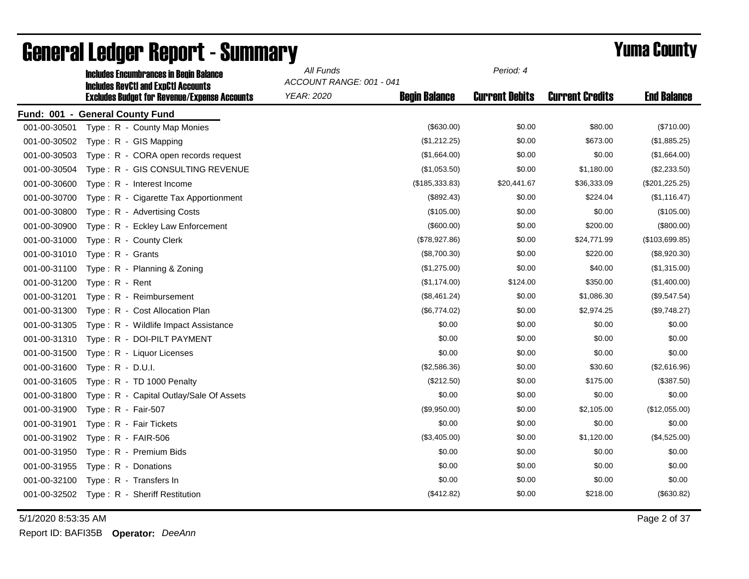# General Ledger Report - Summary

**Yuma County**

**Includes Encumbrances in Begin Balance**
**Includes RevCtl and ExpCtl Accounts**
**Excludes Budget for Revenue/Expense Accounts**

*All Funds*
*ACCOUNT RANGE: 001 - 041*
*YEAR: 2020*
*Period: 4*

**Fund: 001 - General County Fund**

| Account | Description | Begin Balance | Current Debits | Current Credits | End Balance |
|---|---|---|---|---|---|
| 001-00-30501 | Type : R - County Map Monies | ($630.00) | $0.00 | $80.00 | ($710.00) |
| 001-00-30502 | Type : R - GIS Mapping | ($1,212.25) | $0.00 | $673.00 | ($1,885.25) |
| 001-00-30503 | Type : R - CORA open records request | ($1,664.00) | $0.00 | $0.00 | ($1,664.00) |
| 001-00-30504 | Type : R - GIS CONSULTING REVENUE | ($1,053.50) | $0.00 | $1,180.00 | ($2,233.50) |
| 001-00-30600 | Type : R - Interest Income | ($185,333.83) | $20,441.67 | $36,333.09 | ($201,225.25) |
| 001-00-30700 | Type : R - Cigarette Tax Apportionment | ($892.43) | $0.00 | $224.04 | ($1,116.47) |
| 001-00-30800 | Type : R - Advertising Costs | ($105.00) | $0.00 | $0.00 | ($105.00) |
| 001-00-30900 | Type : R - Eckley Law Enforcement | ($600.00) | $0.00 | $200.00 | ($800.00) |
| 001-00-31000 | Type : R - County Clerk | ($78,927.86) | $0.00 | $24,771.99 | ($103,699.85) |
| 001-00-31010 | Type : R - Grants | ($8,700.30) | $0.00 | $220.00 | ($8,920.30) |
| 001-00-31100 | Type : R - Planning & Zoning | ($1,275.00) | $0.00 | $40.00 | ($1,315.00) |
| 001-00-31200 | Type : R - Rent | ($1,174.00) | $124.00 | $350.00 | ($1,400.00) |
| 001-00-31201 | Type : R - Reimbursement | ($8,461.24) | $0.00 | $1,086.30 | ($9,547.54) |
| 001-00-31300 | Type : R - Cost Allocation Plan | ($6,774.02) | $0.00 | $2,974.25 | ($9,748.27) |
| 001-00-31305 | Type : R - Wildlife Impact Assistance | $0.00 | $0.00 | $0.00 | $0.00 |
| 001-00-31310 | Type : R - DOI-PILT PAYMENT | $0.00 | $0.00 | $0.00 | $0.00 |
| 001-00-31500 | Type : R - Liquor Licenses | $0.00 | $0.00 | $0.00 | $0.00 |
| 001-00-31600 | Type : R - D.U.I. | ($2,586.36) | $0.00 | $30.60 | ($2,616.96) |
| 001-00-31605 | Type : R - TD 1000 Penalty | ($212.50) | $0.00 | $175.00 | ($387.50) |
| 001-00-31800 | Type : R - Capital Outlay/Sale Of Assets | $0.00 | $0.00 | $0.00 | $0.00 |
| 001-00-31900 | Type : R - Fair-507 | ($9,950.00) | $0.00 | $2,105.00 | ($12,055.00) |
| 001-00-31901 | Type : R - Fair Tickets | $0.00 | $0.00 | $0.00 | $0.00 |
| 001-00-31902 | Type : R - FAIR-506 | ($3,405.00) | $0.00 | $1,120.00 | ($4,525.00) |
| 001-00-31950 | Type : R - Premium Bids | $0.00 | $0.00 | $0.00 | $0.00 |
| 001-00-31955 | Type : R - Donations | $0.00 | $0.00 | $0.00 | $0.00 |
| 001-00-32100 | Type : R - Transfers In | $0.00 | $0.00 | $0.00 | $0.00 |
| 001-00-32502 | Type : R - Sheriff Restitution | ($412.82) | $0.00 | $218.00 | ($630.82) |

5/1/2020 8:53:35 AM

Report ID: BAFI35B **Operator:** *DeeAnn*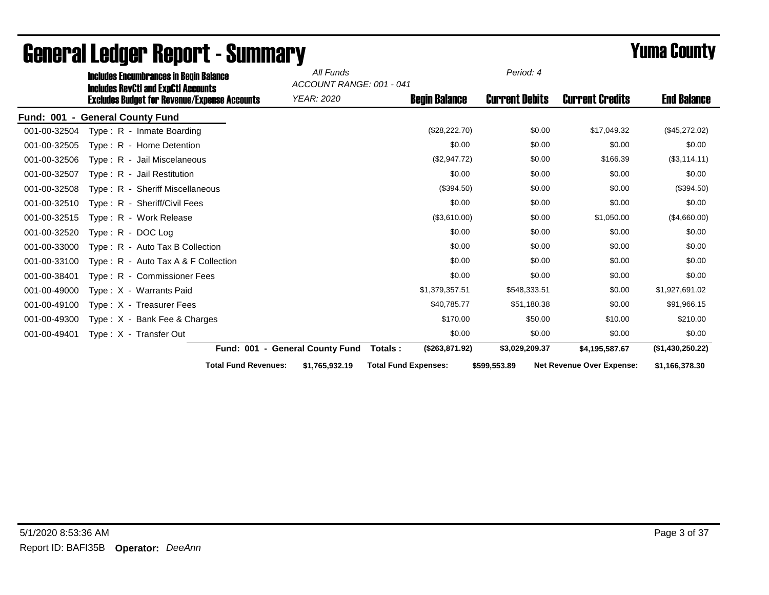# General Ledger Report - Summary

# Yuma County

**Includes Encumbrances in Begin Balance**
**Includes RevCtl and ExpCtl Accounts**
**Excludes Budget for Revenue/Expense Accounts**

*All Funds*
*ACCOUNT RANGE: 001 - 041*
*YEAR: 2020*

*Period: 4*

## Fund: 001 - General County Fund

| Account | Description | Begin Balance | Current Debits | Current Credits | End Balance |
|---|---|---|---|---|---|
| 001-00-32504 | Type : R - Inmate Boarding | ($28,222.70) | $0.00 | $17,049.32 | ($45,272.02) |
| 001-00-32505 | Type : R - Home Detention | $0.00 | $0.00 | $0.00 | $0.00 |
| 001-00-32506 | Type : R - Jail Miscelaneous | ($2,947.72) | $0.00 | $166.39 | ($3,114.11) |
| 001-00-32507 | Type : R - Jail Restitution | $0.00 | $0.00 | $0.00 | $0.00 |
| 001-00-32508 | Type : R - Sheriff Miscellaneous | ($394.50) | $0.00 | $0.00 | ($394.50) |
| 001-00-32510 | Type : R - Sheriff/Civil Fees | $0.00 | $0.00 | $0.00 | $0.00 |
| 001-00-32515 | Type : R - Work Release | ($3,610.00) | $0.00 | $1,050.00 | ($4,660.00) |
| 001-00-32520 | Type : R - DOC Log | $0.00 | $0.00 | $0.00 | $0.00 |
| 001-00-33000 | Type : R - Auto Tax B Collection | $0.00 | $0.00 | $0.00 | $0.00 |
| 001-00-33100 | Type : R - Auto Tax A & F Collection | $0.00 | $0.00 | $0.00 | $0.00 |
| 001-00-38401 | Type : R - Commissioner Fees | $0.00 | $0.00 | $0.00 | $0.00 |
| 001-00-49000 | Type : X - Warrants Paid | $1,379,357.51 | $548,333.51 | $0.00 | $1,927,691.02 |
| 001-00-49100 | Type : X - Treasurer Fees | $40,785.77 | $51,180.38 | $0.00 | $91,966.15 |
| 001-00-49300 | Type : X - Bank Fee & Charges | $170.00 | $50.00 | $10.00 | $210.00 |
| 001-00-49401 | Type : X - Transfer Out | $0.00 | $0.00 | $0.00 | $0.00 |
| | **Fund: 001 - General County Fund Totals :** | **($263,871.92)** | **$3,029,209.37** | **$4,195,587.67** | **($1,430,250.22)** |

**Total Fund Revenues:** $1,765,932.19 **Total Fund Expenses:** $599,553.89 **Net Revenue Over Expense:** $1,166,378.30

5/1/2020 8:53:36 AM

Report ID: BAFI35B **Operator:** *DeeAnn*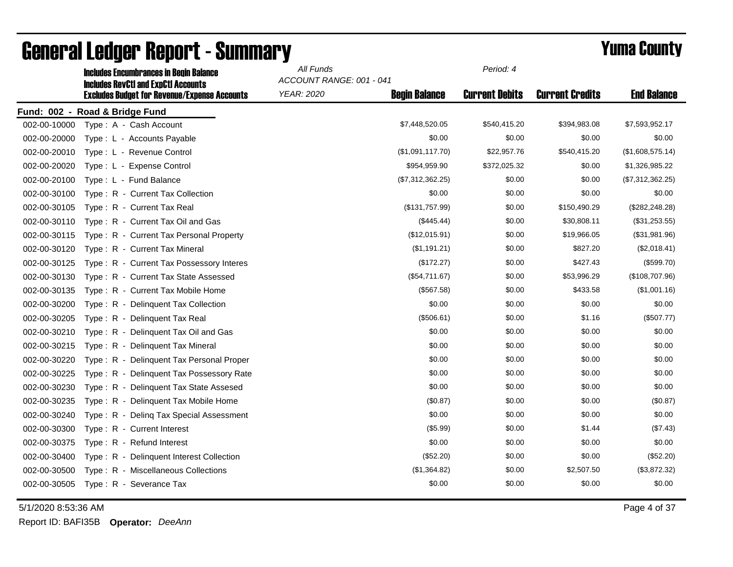# General Ledger Report - Summary

# Yuma County

**Includes Encumbrances in Begin Balance**
**Includes RevCtl and ExpCtl Accounts**
**Excludes Budget for Revenue/Expense Accounts**

*All Funds*
*ACCOUNT RANGE: 001 - 041*
*YEAR: 2020*
*Period: 4*

## Fund: 002 - Road & Bridge Fund

| Account | Description | Begin Balance | Current Debits | Current Credits | End Balance |
|---|---|---|---|---|---|
| 002-00-10000 | Type : A - Cash Account | $7,448,520.05 | $540,415.20 | $394,983.08 | $7,593,952.17 |
| 002-00-20000 | Type : L - Accounts Payable | $0.00 | $0.00 | $0.00 | $0.00 |
| 002-00-20010 | Type : L - Revenue Control | ($1,091,117.70) | $22,957.76 | $540,415.20 | ($1,608,575.14) |
| 002-00-20020 | Type : L - Expense Control | $954,959.90 | $372,025.32 | $0.00 | $1,326,985.22 |
| 002-00-20100 | Type : L - Fund Balance | ($7,312,362.25) | $0.00 | $0.00 | ($7,312,362.25) |
| 002-00-30100 | Type : R - Current Tax Collection | $0.00 | $0.00 | $0.00 | $0.00 |
| 002-00-30105 | Type : R - Current Tax Real | ($131,757.99) | $0.00 | $150,490.29 | ($282,248.28) |
| 002-00-30110 | Type : R - Current Tax Oil and Gas | ($445.44) | $0.00 | $30,808.11 | ($31,253.55) |
| 002-00-30115 | Type : R - Current Tax Personal Property | ($12,015.91) | $0.00 | $19,966.05 | ($31,981.96) |
| 002-00-30120 | Type : R - Current Tax Mineral | ($1,191.21) | $0.00 | $827.20 | ($2,018.41) |
| 002-00-30125 | Type : R - Current Tax Possessory Interes | ($172.27) | $0.00 | $427.43 | ($599.70) |
| 002-00-30130 | Type : R - Current Tax State Assessed | ($54,711.67) | $0.00 | $53,996.29 | ($108,707.96) |
| 002-00-30135 | Type : R - Current Tax Mobile Home | ($567.58) | $0.00 | $433.58 | ($1,001.16) |
| 002-00-30200 | Type : R - Delinquent Tax Collection | $0.00 | $0.00 | $0.00 | $0.00 |
| 002-00-30205 | Type : R - Delinquent Tax Real | ($506.61) | $0.00 | $1.16 | ($507.77) |
| 002-00-30210 | Type : R - Delinquent Tax Oil and Gas | $0.00 | $0.00 | $0.00 | $0.00 |
| 002-00-30215 | Type : R - Delinquent Tax Mineral | $0.00 | $0.00 | $0.00 | $0.00 |
| 002-00-30220 | Type : R - Delinquent Tax Personal Proper | $0.00 | $0.00 | $0.00 | $0.00 |
| 002-00-30225 | Type : R - Delinquent Tax Possessory Rate | $0.00 | $0.00 | $0.00 | $0.00 |
| 002-00-30230 | Type : R - Delinquent Tax State Assesed | $0.00 | $0.00 | $0.00 | $0.00 |
| 002-00-30235 | Type : R - Delinquent Tax Mobile Home | ($0.87) | $0.00 | $0.00 | ($0.87) |
| 002-00-30240 | Type : R - Delinq Tax Special Assessment | $0.00 | $0.00 | $0.00 | $0.00 |
| 002-00-30300 | Type : R - Current Interest | ($5.99) | $0.00 | $1.44 | ($7.43) |
| 002-00-30375 | Type : R - Refund Interest | $0.00 | $0.00 | $0.00 | $0.00 |
| 002-00-30400 | Type : R - Delinquent Interest Collection | ($52.20) | $0.00 | $0.00 | ($52.20) |
| 002-00-30500 | Type : R - Miscellaneous Collections | ($1,364.82) | $0.00 | $2,507.50 | ($3,872.32) |
| 002-00-30505 | Type : R - Severance Tax | $0.00 | $0.00 | $0.00 | $0.00 |

5/1/2020 8:53:36 AM

Report ID: BAFI35B **Operator:** *DeeAnn*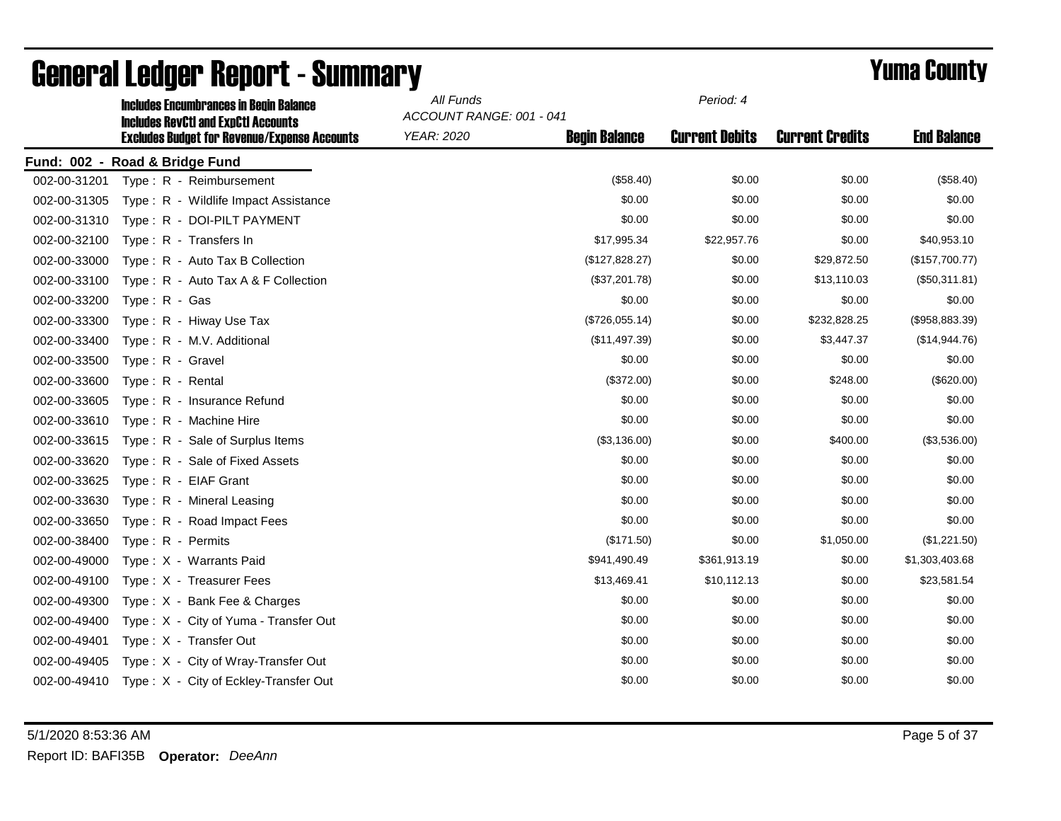# General Ledger Report - Summary

**Yuma County**

**Includes Encumbrances in Begin Balance**
**Includes RevCtl and ExpCtl Accounts**
**Excludes Budget for Revenue/Expense Accounts**

*All Funds*
*ACCOUNT RANGE: 001 - 041*
*YEAR: 2020*
*Period: 4*

## Fund: 002 - Road & Bridge Fund

| Account | Description | Begin Balance | Current Debits | Current Credits | End Balance |
|---|---|---|---|---|---|
| 002-00-31201 | Type : R - Reimbursement | ($58.40) | $0.00 | $0.00 | ($58.40) |
| 002-00-31305 | Type : R - Wildlife Impact Assistance | $0.00 | $0.00 | $0.00 | $0.00 |
| 002-00-31310 | Type : R - DOI-PILT PAYMENT | $0.00 | $0.00 | $0.00 | $0.00 |
| 002-00-32100 | Type : R - Transfers In | $17,995.34 | $22,957.76 | $0.00 | $40,953.10 |
| 002-00-33000 | Type : R - Auto Tax B Collection | ($127,828.27) | $0.00 | $29,872.50 | ($157,700.77) |
| 002-00-33100 | Type : R - Auto Tax A & F Collection | ($37,201.78) | $0.00 | $13,110.03 | ($50,311.81) |
| 002-00-33200 | Type : R - Gas | $0.00 | $0.00 | $0.00 | $0.00 |
| 002-00-33300 | Type : R - Hiway Use Tax | ($726,055.14) | $0.00 | $232,828.25 | ($958,883.39) |
| 002-00-33400 | Type : R - M.V. Additional | ($11,497.39) | $0.00 | $3,447.37 | ($14,944.76) |
| 002-00-33500 | Type : R - Gravel | $0.00 | $0.00 | $0.00 | $0.00 |
| 002-00-33600 | Type : R - Rental | ($372.00) | $0.00 | $248.00 | ($620.00) |
| 002-00-33605 | Type : R - Insurance Refund | $0.00 | $0.00 | $0.00 | $0.00 |
| 002-00-33610 | Type : R - Machine Hire | $0.00 | $0.00 | $0.00 | $0.00 |
| 002-00-33615 | Type : R - Sale of Surplus Items | ($3,136.00) | $0.00 | $400.00 | ($3,536.00) |
| 002-00-33620 | Type : R - Sale of Fixed Assets | $0.00 | $0.00 | $0.00 | $0.00 |
| 002-00-33625 | Type : R - EIAF Grant | $0.00 | $0.00 | $0.00 | $0.00 |
| 002-00-33630 | Type : R - Mineral Leasing | $0.00 | $0.00 | $0.00 | $0.00 |
| 002-00-33650 | Type : R - Road Impact Fees | $0.00 | $0.00 | $0.00 | $0.00 |
| 002-00-38400 | Type : R - Permits | ($171.50) | $0.00 | $1,050.00 | ($1,221.50) |
| 002-00-49000 | Type : X - Warrants Paid | $941,490.49 | $361,913.19 | $0.00 | $1,303,403.68 |
| 002-00-49100 | Type : X - Treasurer Fees | $13,469.41 | $10,112.13 | $0.00 | $23,581.54 |
| 002-00-49300 | Type : X - Bank Fee & Charges | $0.00 | $0.00 | $0.00 | $0.00 |
| 002-00-49400 | Type : X - City of Yuma - Transfer Out | $0.00 | $0.00 | $0.00 | $0.00 |
| 002-00-49401 | Type : X - Transfer Out | $0.00 | $0.00 | $0.00 | $0.00 |
| 002-00-49405 | Type : X - City of Wray-Transfer Out | $0.00 | $0.00 | $0.00 | $0.00 |
| 002-00-49410 | Type : X - City of Eckley-Transfer Out | $0.00 | $0.00 | $0.00 | $0.00 |

5/1/2020 8:53:36 AM

Report ID: BAFI35B **Operator:** *DeeAnn*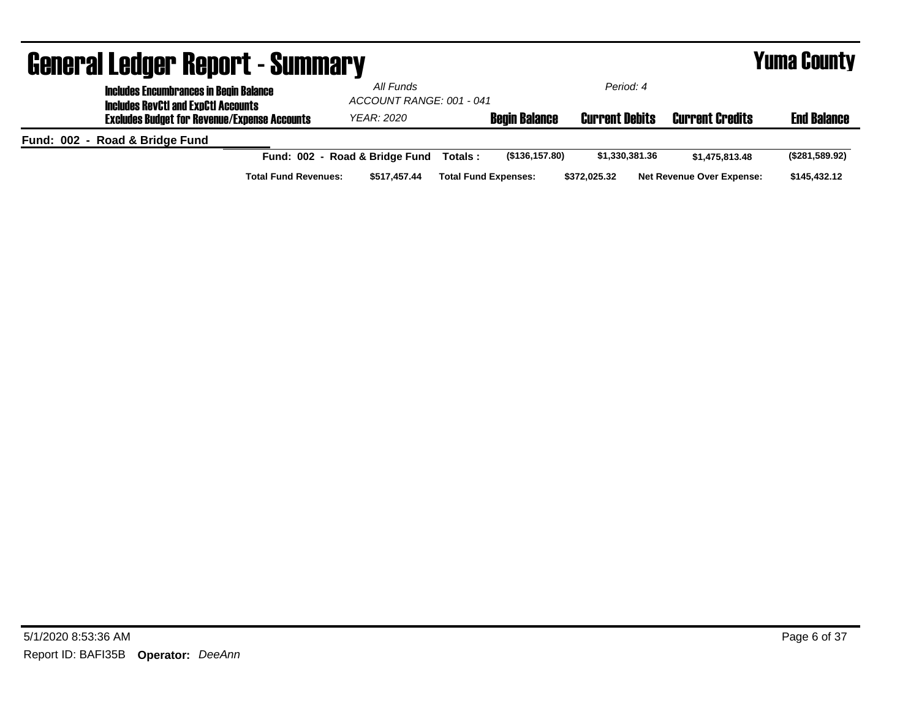# General Ledger Report - Summary

**Yuma County**

**Includes Encumbrances in Begin Balance**
**Includes RevCtl and ExpCtl Accounts**
**Excludes Budget for Revenue/Expense Accounts**

*All Funds*
*ACCOUNT RANGE: 001 - 041*
*YEAR: 2020*

*Period: 4*

| | | Begin Balance | Current Debits | Current Credits | End Balance |
|---|---|---|---|---|---|
| **Fund: 002 - Road & Bridge Fund** | | | | | |
| **Fund: 002 - Road & Bridge Fund** | **Totals :** | **($136,157.80)** | **$1,330,381.36** | **$1,475,813.48** | **($281,589.92)** |

**Total Fund Revenues:** **$517,457.44** **Total Fund Expenses:** **$372,025.32** **Net Revenue Over Expense:** **$145,432.12**

5/1/2020 8:53:36 AM

Report ID: BAFI35B **Operator:** *DeeAnn*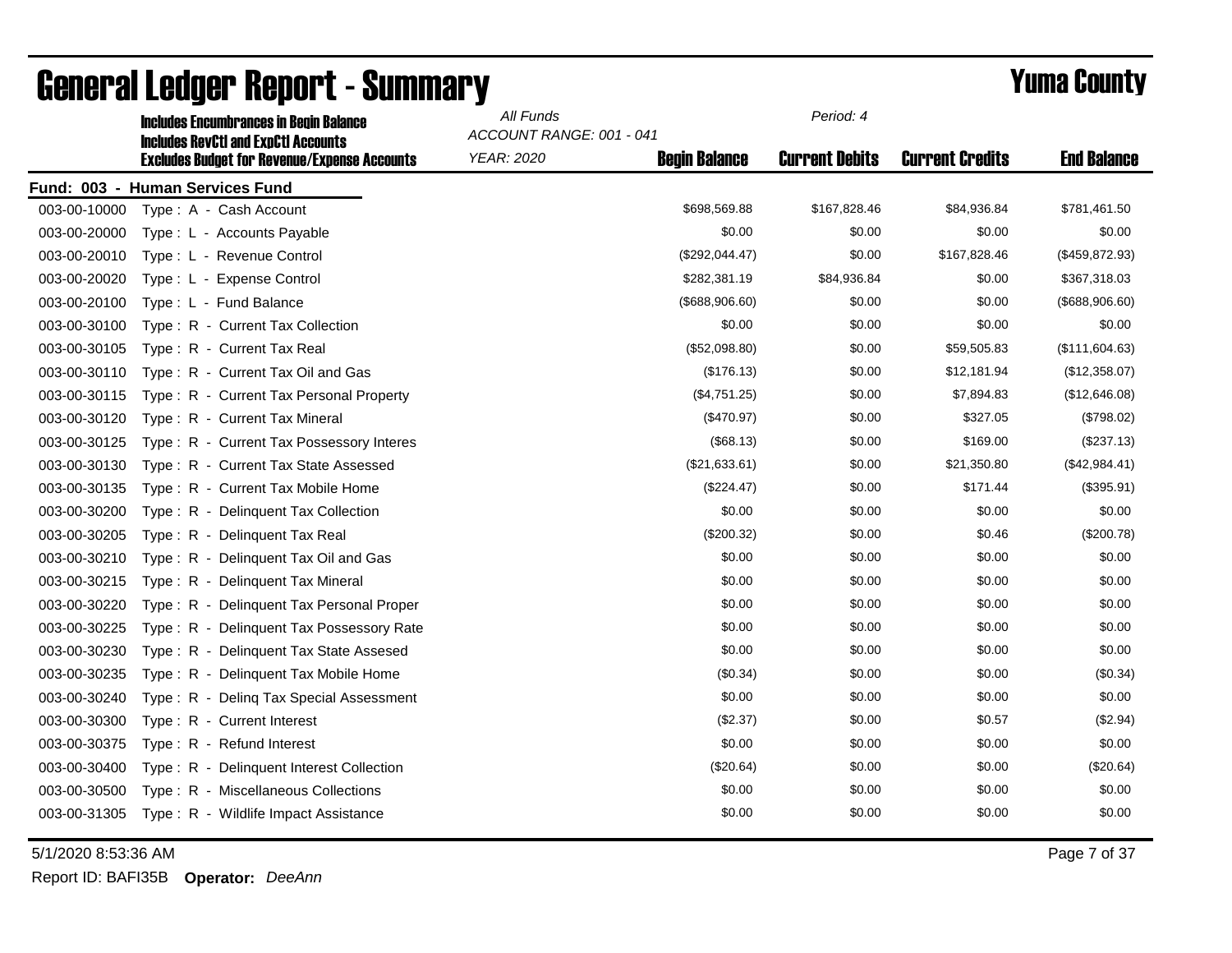# General Ledger Report - Summary

# Yuma County

**Includes Encumbrances in Begin Balance**
**Includes RevCtl and ExpCtl Accounts**
**Excludes Budget for Revenue/Expense Accounts**

*All Funds*
*ACCOUNT RANGE: 001 - 041*
*YEAR: 2020*
*Period: 4*

**Fund: 003 - Human Services Fund**

| Account | Description | Begin Balance | Current Debits | Current Credits | End Balance |
|---|---|---|---|---|---|
| 003-00-10000 | Type : A - Cash Account | $698,569.88 | $167,828.46 | $84,936.84 | $781,461.50 |
| 003-00-20000 | Type : L - Accounts Payable | $0.00 | $0.00 | $0.00 | $0.00 |
| 003-00-20010 | Type : L - Revenue Control | ($292,044.47) | $0.00 | $167,828.46 | ($459,872.93) |
| 003-00-20020 | Type : L - Expense Control | $282,381.19 | $84,936.84 | $0.00 | $367,318.03 |
| 003-00-20100 | Type : L - Fund Balance | ($688,906.60) | $0.00 | $0.00 | ($688,906.60) |
| 003-00-30100 | Type : R - Current Tax Collection | $0.00 | $0.00 | $0.00 | $0.00 |
| 003-00-30105 | Type : R - Current Tax Real | ($52,098.80) | $0.00 | $59,505.83 | ($111,604.63) |
| 003-00-30110 | Type : R - Current Tax Oil and Gas | ($176.13) | $0.00 | $12,181.94 | ($12,358.07) |
| 003-00-30115 | Type : R - Current Tax Personal Property | ($4,751.25) | $0.00 | $7,894.83 | ($12,646.08) |
| 003-00-30120 | Type : R - Current Tax Mineral | ($470.97) | $0.00 | $327.05 | ($798.02) |
| 003-00-30125 | Type : R - Current Tax Possessory Interes | ($68.13) | $0.00 | $169.00 | ($237.13) |
| 003-00-30130 | Type : R - Current Tax State Assessed | ($21,633.61) | $0.00 | $21,350.80 | ($42,984.41) |
| 003-00-30135 | Type : R - Current Tax Mobile Home | ($224.47) | $0.00 | $171.44 | ($395.91) |
| 003-00-30200 | Type : R - Delinquent Tax Collection | $0.00 | $0.00 | $0.00 | $0.00 |
| 003-00-30205 | Type : R - Delinquent Tax Real | ($200.32) | $0.00 | $0.46 | ($200.78) |
| 003-00-30210 | Type : R - Delinquent Tax Oil and Gas | $0.00 | $0.00 | $0.00 | $0.00 |
| 003-00-30215 | Type : R - Delinquent Tax Mineral | $0.00 | $0.00 | $0.00 | $0.00 |
| 003-00-30220 | Type : R - Delinquent Tax Personal Proper | $0.00 | $0.00 | $0.00 | $0.00 |
| 003-00-30225 | Type : R - Delinquent Tax Possessory Rate | $0.00 | $0.00 | $0.00 | $0.00 |
| 003-00-30230 | Type : R - Delinquent Tax State Assesed | $0.00 | $0.00 | $0.00 | $0.00 |
| 003-00-30235 | Type : R - Delinquent Tax Mobile Home | ($0.34) | $0.00 | $0.00 | ($0.34) |
| 003-00-30240 | Type : R - Delinq Tax Special Assessment | $0.00 | $0.00 | $0.00 | $0.00 |
| 003-00-30300 | Type : R - Current Interest | ($2.37) | $0.00 | $0.57 | ($2.94) |
| 003-00-30375 | Type : R - Refund Interest | $0.00 | $0.00 | $0.00 | $0.00 |
| 003-00-30400 | Type : R - Delinquent Interest Collection | ($20.64) | $0.00 | $0.00 | ($20.64) |
| 003-00-30500 | Type : R - Miscellaneous Collections | $0.00 | $0.00 | $0.00 | $0.00 |
| 003-00-31305 | Type : R - Wildlife Impact Assistance | $0.00 | $0.00 | $0.00 | $0.00 |

5/1/2020 8:53:36 AM

Report ID: BAFI35B **Operator:** *DeeAnn*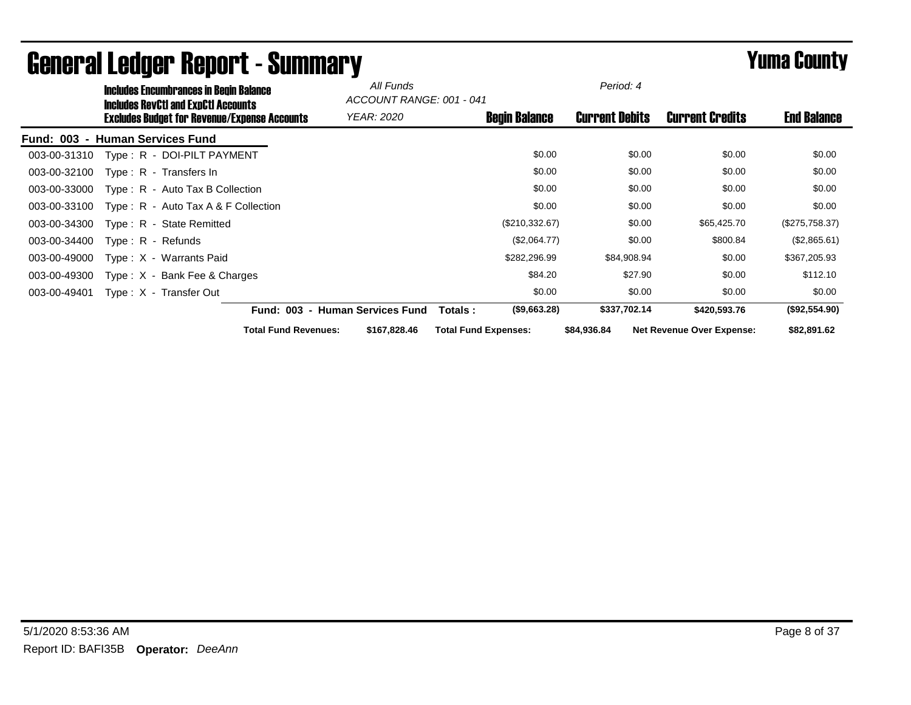# General Ledger Report - Summary

# Yuma County

**Includes Encumbrances in Begin Balance**
**Includes RevCtl and ExpCtl Accounts**
**Excludes Budget for Revenue/Expense Accounts**

*All Funds*
*ACCOUNT RANGE: 001 - 041*
*YEAR: 2020*

*Period: 4*

**Fund: 003 - Human Services Fund**

| Account | Description | Begin Balance | Current Debits | Current Credits | End Balance |
|---|---|---|---|---|---|
| 003-00-31310 | Type : R - DOI-PILT PAYMENT | $0.00 | $0.00 | $0.00 | $0.00 |
| 003-00-32100 | Type : R - Transfers In | $0.00 | $0.00 | $0.00 | $0.00 |
| 003-00-33000 | Type : R - Auto Tax B Collection | $0.00 | $0.00 | $0.00 | $0.00 |
| 003-00-33100 | Type : R - Auto Tax A & F Collection | $0.00 | $0.00 | $0.00 | $0.00 |
| 003-00-34300 | Type : R - State Remitted | ($210,332.67) | $0.00 | $65,425.70 | ($275,758.37) |
| 003-00-34400 | Type : R - Refunds | ($2,064.77) | $0.00 | $800.84 | ($2,865.61) |
| 003-00-49000 | Type : X - Warrants Paid | $282,296.99 | $84,908.94 | $0.00 | $367,205.93 |
| 003-00-49300 | Type : X - Bank Fee & Charges | $84.20 | $27.90 | $0.00 | $112.10 |
| 003-00-49401 | Type : X - Transfer Out | $0.00 | $0.00 | $0.00 | $0.00 |
| | **Fund: 003 - Human Services Fund Totals :** | **($9,663.28)** | **$337,702.14** | **$420,593.76** | **($92,554.90)** |

**Total Fund Revenues:** $167,828.46 **Total Fund Expenses:** $84,936.84 **Net Revenue Over Expense:** $82,891.62

5/1/2020 8:53:36 AM

Report ID: BAFI35B **Operator:** *DeeAnn*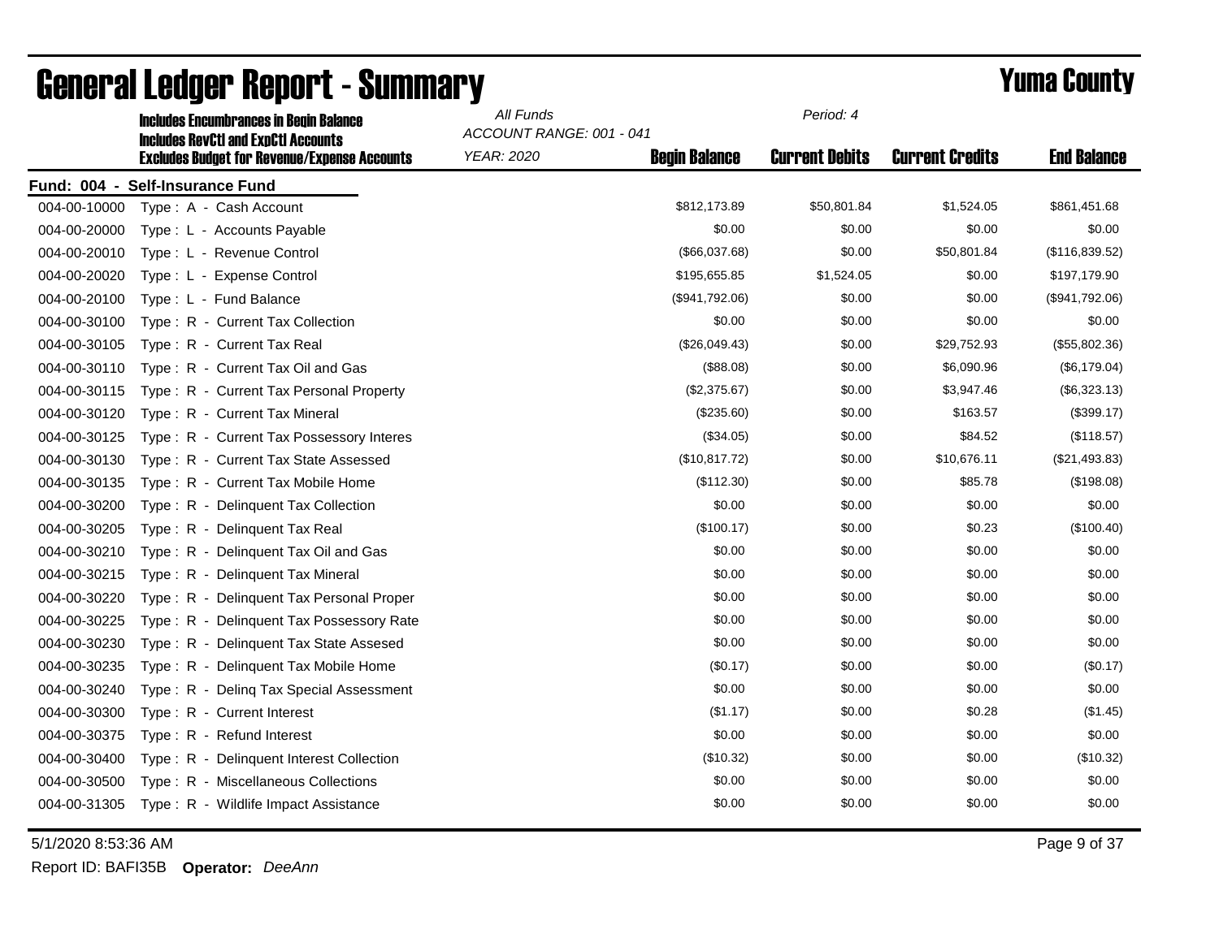# General Ledger Report - Summary

## Yuma County

**Includes Encumbrances in Begin Balance**
**Includes RevCtl and ExpCtl Accounts**
**Excludes Budget for Revenue/Expense Accounts**

*All Funds*
*ACCOUNT RANGE: 001 - 041*
*YEAR: 2020*
*Period: 4*

**Fund: 004 - Self-Insurance Fund**

| Account | Description | Begin Balance | Current Debits | Current Credits | End Balance |
|---|---|---|---|---|---|
| 004-00-10000 | Type : A - Cash Account | $812,173.89 | $50,801.84 | $1,524.05 | $861,451.68 |
| 004-00-20000 | Type : L - Accounts Payable | $0.00 | $0.00 | $0.00 | $0.00 |
| 004-00-20010 | Type : L - Revenue Control | ($66,037.68) | $0.00 | $50,801.84 | ($116,839.52) |
| 004-00-20020 | Type : L - Expense Control | $195,655.85 | $1,524.05 | $0.00 | $197,179.90 |
| 004-00-20100 | Type : L - Fund Balance | ($941,792.06) | $0.00 | $0.00 | ($941,792.06) |
| 004-00-30100 | Type : R - Current Tax Collection | $0.00 | $0.00 | $0.00 | $0.00 |
| 004-00-30105 | Type : R - Current Tax Real | ($26,049.43) | $0.00 | $29,752.93 | ($55,802.36) |
| 004-00-30110 | Type : R - Current Tax Oil and Gas | ($88.08) | $0.00 | $6,090.96 | ($6,179.04) |
| 004-00-30115 | Type : R - Current Tax Personal Property | ($2,375.67) | $0.00 | $3,947.46 | ($6,323.13) |
| 004-00-30120 | Type : R - Current Tax Mineral | ($235.60) | $0.00 | $163.57 | ($399.17) |
| 004-00-30125 | Type : R - Current Tax Possessory Interes | ($34.05) | $0.00 | $84.52 | ($118.57) |
| 004-00-30130 | Type : R - Current Tax State Assessed | ($10,817.72) | $0.00 | $10,676.11 | ($21,493.83) |
| 004-00-30135 | Type : R - Current Tax Mobile Home | ($112.30) | $0.00 | $85.78 | ($198.08) |
| 004-00-30200 | Type : R - Delinquent Tax Collection | $0.00 | $0.00 | $0.00 | $0.00 |
| 004-00-30205 | Type : R - Delinquent Tax Real | ($100.17) | $0.00 | $0.23 | ($100.40) |
| 004-00-30210 | Type : R - Delinquent Tax Oil and Gas | $0.00 | $0.00 | $0.00 | $0.00 |
| 004-00-30215 | Type : R - Delinquent Tax Mineral | $0.00 | $0.00 | $0.00 | $0.00 |
| 004-00-30220 | Type : R - Delinquent Tax Personal Proper | $0.00 | $0.00 | $0.00 | $0.00 |
| 004-00-30225 | Type : R - Delinquent Tax Possessory Rate | $0.00 | $0.00 | $0.00 | $0.00 |
| 004-00-30230 | Type : R - Delinquent Tax State Assesed | $0.00 | $0.00 | $0.00 | $0.00 |
| 004-00-30235 | Type : R - Delinquent Tax Mobile Home | ($0.17) | $0.00 | $0.00 | ($0.17) |
| 004-00-30240 | Type : R - Delinq Tax Special Assessment | $0.00 | $0.00 | $0.00 | $0.00 |
| 004-00-30300 | Type : R - Current Interest | ($1.17) | $0.00 | $0.28 | ($1.45) |
| 004-00-30375 | Type : R - Refund Interest | $0.00 | $0.00 | $0.00 | $0.00 |
| 004-00-30400 | Type : R - Delinquent Interest Collection | ($10.32) | $0.00 | $0.00 | ($10.32) |
| 004-00-30500 | Type : R - Miscellaneous Collections | $0.00 | $0.00 | $0.00 | $0.00 |
| 004-00-31305 | Type : R - Wildlife Impact Assistance | $0.00 | $0.00 | $0.00 | $0.00 |

5/1/2020 8:53:36 AM

Report ID: BAFI35B **Operator:** *DeeAnn*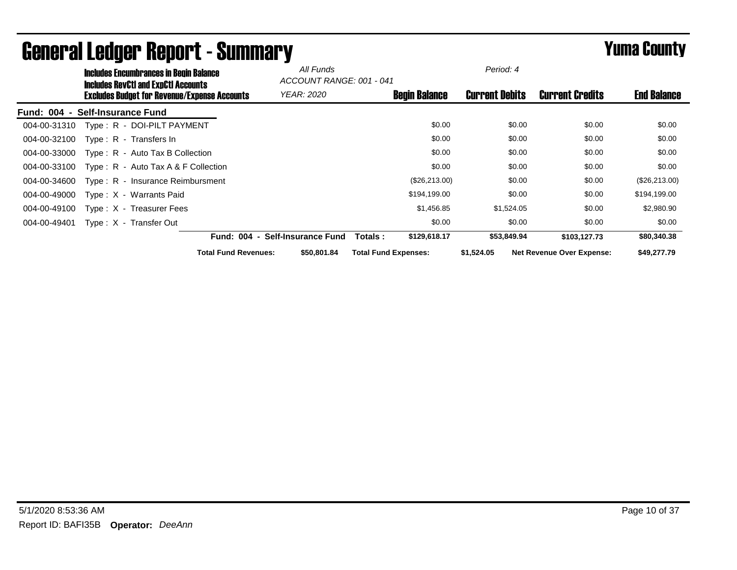# General Ledger Report - Summary

## Yuma County

**Includes Encumbrances in Begin Balance**
**Includes RevCtl and ExpCtl Accounts**
**Excludes Budget for Revenue/Expense Accounts**

*All Funds*
*ACCOUNT RANGE: 001 - 041*
*YEAR: 2020*
*Period: 4*

| | | Begin Balance | Current Debits | Current Credits | End Balance |
|---|---|---|---|---|---|
| **Fund: 004 - Self-Insurance Fund** | | | | | |
| 004-00-31310 | Type : R - DOI-PILT PAYMENT | $0.00 | $0.00 | $0.00 | $0.00 |
| 004-00-32100 | Type : R - Transfers In | $0.00 | $0.00 | $0.00 | $0.00 |
| 004-00-33000 | Type : R - Auto Tax B Collection | $0.00 | $0.00 | $0.00 | $0.00 |
| 004-00-33100 | Type : R - Auto Tax A & F Collection | $0.00 | $0.00 | $0.00 | $0.00 |
| 004-00-34600 | Type : R - Insurance Reimbursment | ($26,213.00) | $0.00 | $0.00 | ($26,213.00) |
| 004-00-49000 | Type : X - Warrants Paid | $194,199.00 | $0.00 | $0.00 | $194,199.00 |
| 004-00-49100 | Type : X - Treasurer Fees | $1,456.85 | $1,524.05 | $0.00 | $2,980.90 |
| 004-00-49401 | Type : X - Transfer Out | $0.00 | $0.00 | $0.00 | $0.00 |
| | **Fund: 004 - Self-Insurance Fund Totals :** | **$129,618.17** | **$53,849.94** | **$103,127.73** | **$80,340.38** |

**Total Fund Revenues:** $50,801.84 **Total Fund Expenses:** $1,524.05 **Net Revenue Over Expense:** $49,277.79

5/1/2020 8:53:36 AM
Report ID: BAFI35B **Operator:** *DeeAnn*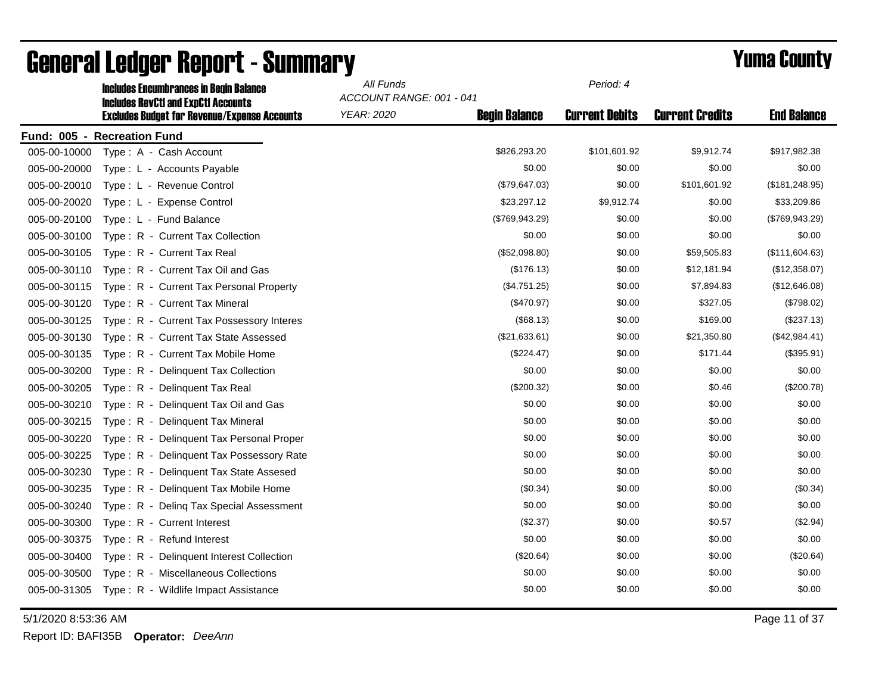# General Ledger Report - Summary

# Yuma County

**Includes Encumbrances in Begin Balance**
**Includes RevCtl and ExpCtl Accounts**
**Excludes Budget for Revenue/Expense Accounts**

*All Funds*
*ACCOUNT RANGE: 001 - 041*
*YEAR: 2020*
*Period: 4*

**Fund: 005 - Recreation Fund**

| Account | Description | Begin Balance | Current Debits | Current Credits | End Balance |
|---|---|---|---|---|---|
| 005-00-10000 | Type : A - Cash Account | $826,293.20 | $101,601.92 | $9,912.74 | $917,982.38 |
| 005-00-20000 | Type : L - Accounts Payable | $0.00 | $0.00 | $0.00 | $0.00 |
| 005-00-20010 | Type : L - Revenue Control | ($79,647.03) | $0.00 | $101,601.92 | ($181,248.95) |
| 005-00-20020 | Type : L - Expense Control | $23,297.12 | $9,912.74 | $0.00 | $33,209.86 |
| 005-00-20100 | Type : L - Fund Balance | ($769,943.29) | $0.00 | $0.00 | ($769,943.29) |
| 005-00-30100 | Type : R - Current Tax Collection | $0.00 | $0.00 | $0.00 | $0.00 |
| 005-00-30105 | Type : R - Current Tax Real | ($52,098.80) | $0.00 | $59,505.83 | ($111,604.63) |
| 005-00-30110 | Type : R - Current Tax Oil and Gas | ($176.13) | $0.00 | $12,181.94 | ($12,358.07) |
| 005-00-30115 | Type : R - Current Tax Personal Property | ($4,751.25) | $0.00 | $7,894.83 | ($12,646.08) |
| 005-00-30120 | Type : R - Current Tax Mineral | ($470.97) | $0.00 | $327.05 | ($798.02) |
| 005-00-30125 | Type : R - Current Tax Possessory Interes | ($68.13) | $0.00 | $169.00 | ($237.13) |
| 005-00-30130 | Type : R - Current Tax State Assessed | ($21,633.61) | $0.00 | $21,350.80 | ($42,984.41) |
| 005-00-30135 | Type : R - Current Tax Mobile Home | ($224.47) | $0.00 | $171.44 | ($395.91) |
| 005-00-30200 | Type : R - Delinquent Tax Collection | $0.00 | $0.00 | $0.00 | $0.00 |
| 005-00-30205 | Type : R - Delinquent Tax Real | ($200.32) | $0.00 | $0.46 | ($200.78) |
| 005-00-30210 | Type : R - Delinquent Tax Oil and Gas | $0.00 | $0.00 | $0.00 | $0.00 |
| 005-00-30215 | Type : R - Delinquent Tax Mineral | $0.00 | $0.00 | $0.00 | $0.00 |
| 005-00-30220 | Type : R - Delinquent Tax Personal Proper | $0.00 | $0.00 | $0.00 | $0.00 |
| 005-00-30225 | Type : R - Delinquent Tax Possessory Rate | $0.00 | $0.00 | $0.00 | $0.00 |
| 005-00-30230 | Type : R - Delinquent Tax State Assesed | $0.00 | $0.00 | $0.00 | $0.00 |
| 005-00-30235 | Type : R - Delinquent Tax Mobile Home | ($0.34) | $0.00 | $0.00 | ($0.34) |
| 005-00-30240 | Type : R - Delinq Tax Special Assessment | $0.00 | $0.00 | $0.00 | $0.00 |
| 005-00-30300 | Type : R - Current Interest | ($2.37) | $0.00 | $0.57 | ($2.94) |
| 005-00-30375 | Type : R - Refund Interest | $0.00 | $0.00 | $0.00 | $0.00 |
| 005-00-30400 | Type : R - Delinquent Interest Collection | ($20.64) | $0.00 | $0.00 | ($20.64) |
| 005-00-30500 | Type : R - Miscellaneous Collections | $0.00 | $0.00 | $0.00 | $0.00 |
| 005-00-31305 | Type : R - Wildlife Impact Assistance | $0.00 | $0.00 | $0.00 | $0.00 |

5/1/2020 8:53:36 AM

Report ID: BAFI35B **Operator:** *DeeAnn*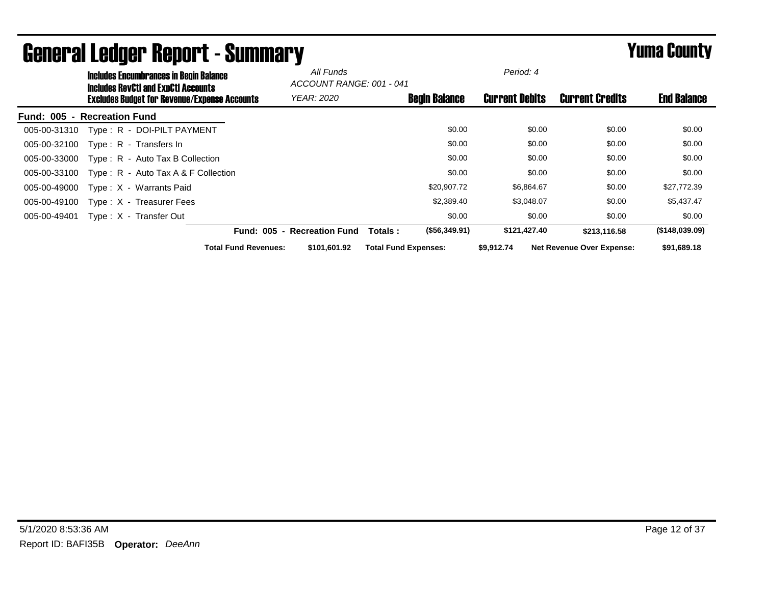# General Ledger Report - Summary

# Yuma County

**Includes Encumbrances in Begin Balance**
**Includes RevCtl and ExpCtl Accounts**
**Excludes Budget for Revenue/Expense Accounts**

*All Funds*
*ACCOUNT RANGE: 001 - 041*
*YEAR: 2020*

*Period: 4*

| | | Begin Balance | Current Debits | Current Credits | End Balance |
|---|---|---|---|---|---|
| **Fund: 005 - Recreation Fund** | | | | | |
| 005-00-31310 | Type : R - DOI-PILT PAYMENT | $0.00 | $0.00 | $0.00 | $0.00 |
| 005-00-32100 | Type : R - Transfers In | $0.00 | $0.00 | $0.00 | $0.00 |
| 005-00-33000 | Type : R - Auto Tax B Collection | $0.00 | $0.00 | $0.00 | $0.00 |
| 005-00-33100 | Type : R - Auto Tax A & F Collection | $0.00 | $0.00 | $0.00 | $0.00 |
| 005-00-49000 | Type : X - Warrants Paid | $20,907.72 | $6,864.67 | $0.00 | $27,772.39 |
| 005-00-49100 | Type : X - Treasurer Fees | $2,389.40 | $3,048.07 | $0.00 | $5,437.47 |
| 005-00-49401 | Type : X - Transfer Out | $0.00 | $0.00 | $0.00 | $0.00 |
| | **Fund: 005 - Recreation Fund Totals :** | **($56,349.91)** | **$121,427.40** | **$213,116.58** | **($148,039.09)** |

**Total Fund Revenues:** **$101,601.92** **Total Fund Expenses:** **$9,912.74** **Net Revenue Over Expense:** **$91,689.18**

5/1/2020 8:53:36 AM

Report ID: BAFI35B **Operator:** *DeeAnn*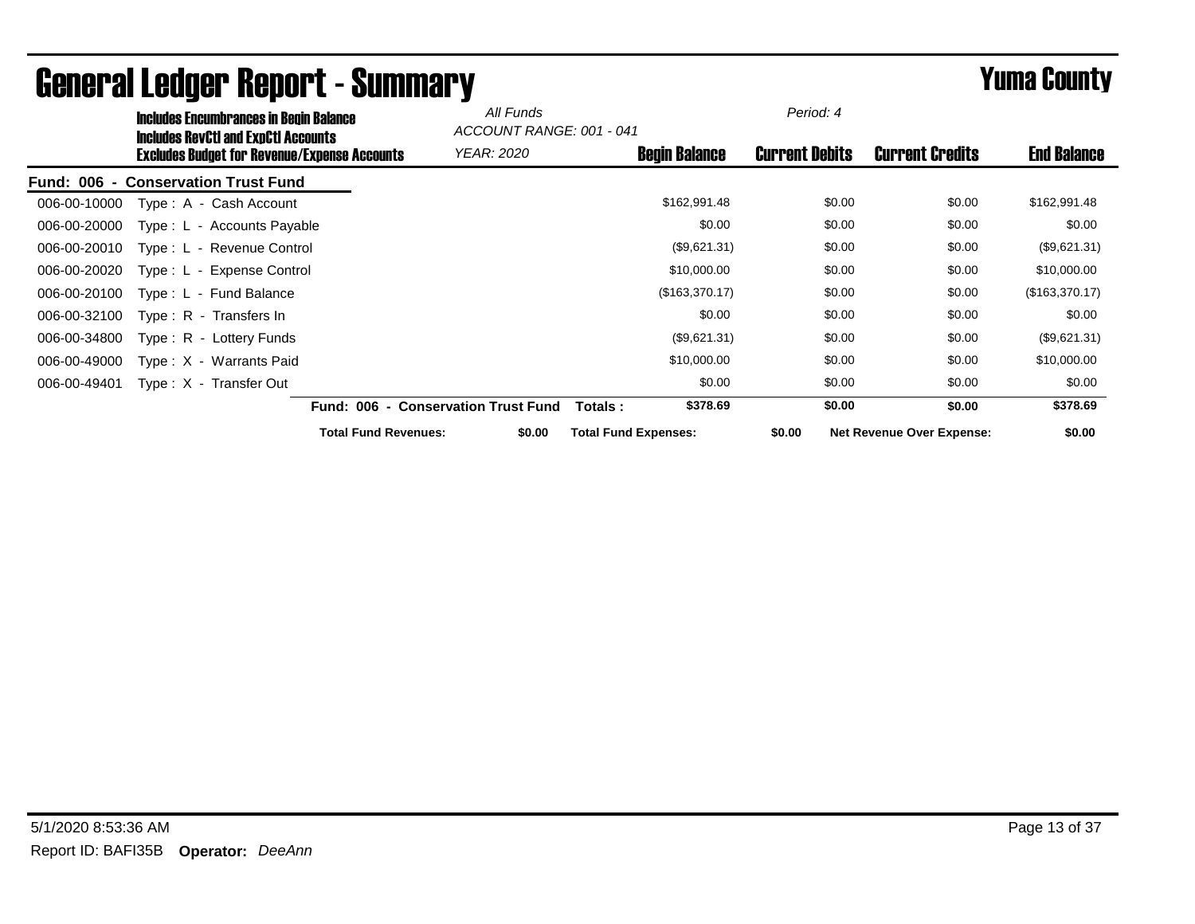# General Ledger Report - Summary

## Yuma County

**Includes Encumbrances in Begin Balance**
**Includes RevCtl and ExpCtl Accounts**
**Excludes Budget for Revenue/Expense Accounts**

*All Funds*
*ACCOUNT RANGE: 001 - 041*
*YEAR: 2020*

*Period: 4*

**Fund: 006 - Conservation Trust Fund**

| Account | Description | Begin Balance | Current Debits | Current Credits | End Balance |
|---|---|---|---|---|---|
| 006-00-10000 | Type : A - Cash Account | $162,991.48 | $0.00 | $0.00 | $162,991.48 |
| 006-00-20000 | Type : L - Accounts Payable | $0.00 | $0.00 | $0.00 | $0.00 |
| 006-00-20010 | Type : L - Revenue Control | ($9,621.31) | $0.00 | $0.00 | ($9,621.31) |
| 006-00-20020 | Type : L - Expense Control | $10,000.00 | $0.00 | $0.00 | $10,000.00 |
| 006-00-20100 | Type : L - Fund Balance | ($163,370.17) | $0.00 | $0.00 | ($163,370.17) |
| 006-00-32100 | Type : R - Transfers In | $0.00 | $0.00 | $0.00 | $0.00 |
| 006-00-34800 | Type : R - Lottery Funds | ($9,621.31) | $0.00 | $0.00 | ($9,621.31) |
| 006-00-49000 | Type : X - Warrants Paid | $10,000.00 | $0.00 | $0.00 | $10,000.00 |
| 006-00-49401 | Type : X - Transfer Out | $0.00 | $0.00 | $0.00 | $0.00 |
| | **Fund: 006 - Conservation Trust Fund Totals :** | **$378.69** | **$0.00** | **$0.00** | **$378.69** |

**Total Fund Revenues:** **$0.00** **Total Fund Expenses:** **$0.00** **Net Revenue Over Expense:** **$0.00**

5/1/2020 8:53:36 AM

Report ID: BAFI35B **Operator:** *DeeAnn*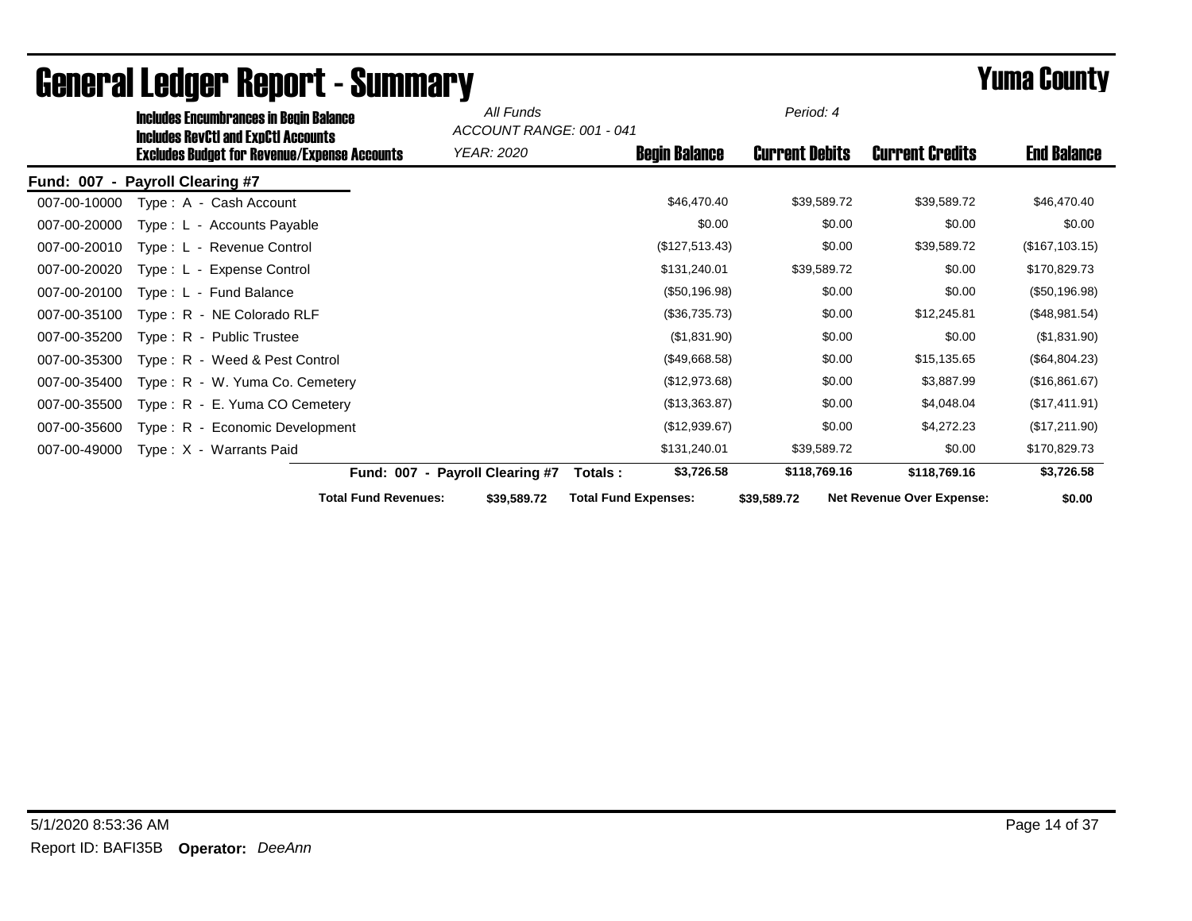# General Ledger Report - Summary

# Yuma County

**Includes Encumbrances in Begin Balance**
**Includes RevCtl and ExpCtl Accounts**
**Excludes Budget for Revenue/Expense Accounts**

*All Funds*
*ACCOUNT RANGE: 001 - 041*
*YEAR: 2020*

*Period: 4*

| | | Begin Balance | Current Debits | Current Credits | End Balance |
|---|---|---|---|---|---|
| **Fund: 007 - Payroll Clearing #7** | | | | | |
| 007-00-10000 | Type : A - Cash Account | $46,470.40 | $39,589.72 | $39,589.72 | $46,470.40 |
| 007-00-20000 | Type : L - Accounts Payable | $0.00 | $0.00 | $0.00 | $0.00 |
| 007-00-20010 | Type : L - Revenue Control | ($127,513.43) | $0.00 | $39,589.72 | ($167,103.15) |
| 007-00-20020 | Type : L - Expense Control | $131,240.01 | $39,589.72 | $0.00 | $170,829.73 |
| 007-00-20100 | Type : L - Fund Balance | ($50,196.98) | $0.00 | $0.00 | ($50,196.98) |
| 007-00-35100 | Type : R - NE Colorado RLF | ($36,735.73) | $0.00 | $12,245.81 | ($48,981.54) |
| 007-00-35200 | Type : R - Public Trustee | ($1,831.90) | $0.00 | $0.00 | ($1,831.90) |
| 007-00-35300 | Type : R - Weed & Pest Control | ($49,668.58) | $0.00 | $15,135.65 | ($64,804.23) |
| 007-00-35400 | Type : R - W. Yuma Co. Cemetery | ($12,973.68) | $0.00 | $3,887.99 | ($16,861.67) |
| 007-00-35500 | Type : R - E. Yuma CO Cemetery | ($13,363.87) | $0.00 | $4,048.04 | ($17,411.91) |
| 007-00-35600 | Type : R - Economic Development | ($12,939.67) | $0.00 | $4,272.23 | ($17,211.90) |
| 007-00-49000 | Type : X - Warrants Paid | $131,240.01 | $39,589.72 | $0.00 | $170,829.73 |
| | **Fund: 007 - Payroll Clearing #7 Totals :** | **$3,726.58** | **$118,769.16** | **$118,769.16** | **$3,726.58** |

**Total Fund Revenues:** $39,589.72 **Total Fund Expenses:** $39,589.72 **Net Revenue Over Expense:** $0.00

5/1/2020 8:53:36 AM

Report ID: BAFI35B **Operator:** *DeeAnn*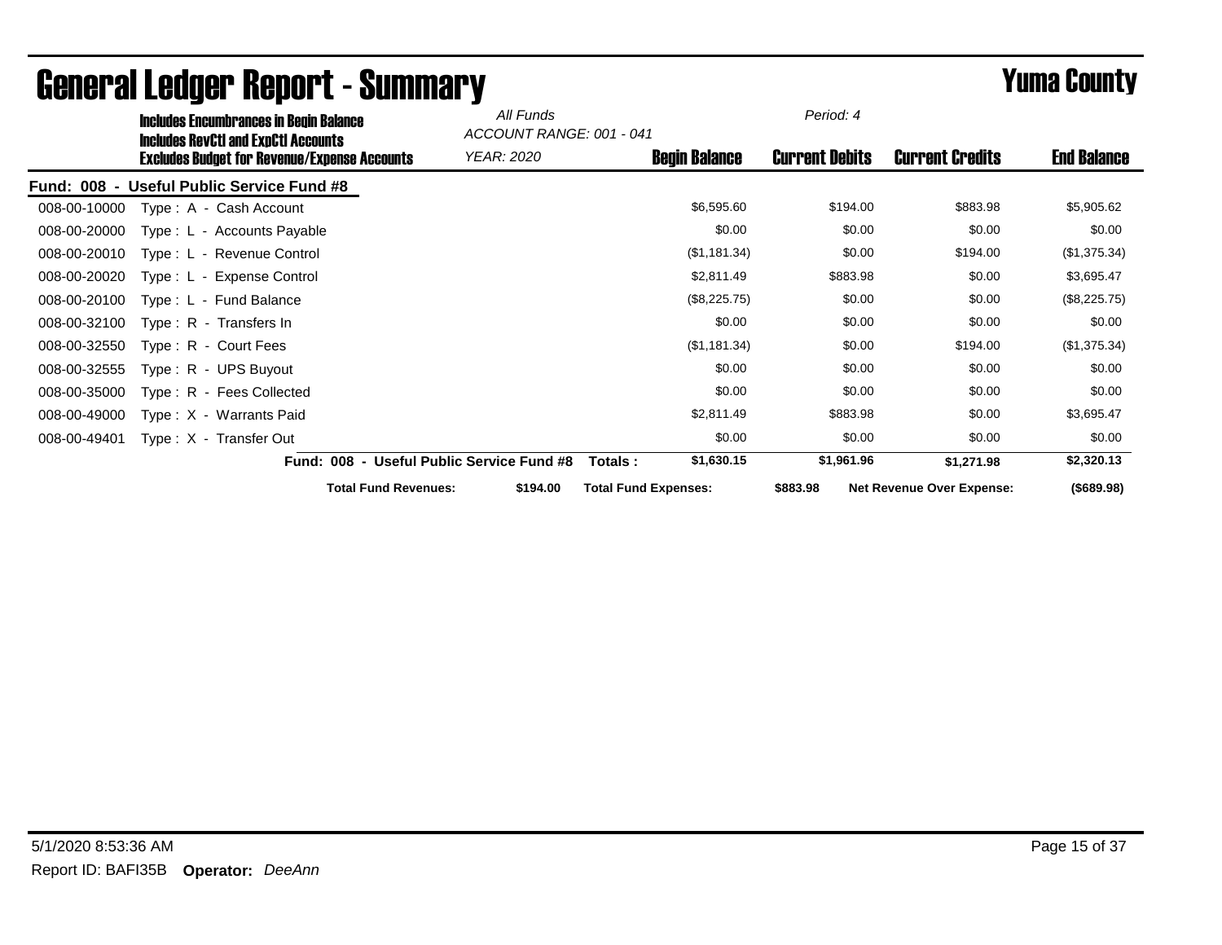# General Ledger Report - Summary

## Yuma County

**Includes Encumbrances in Begin Balance**
**Includes RevCtl and ExpCtl Accounts**
**Excludes Budget for Revenue/Expense Accounts**

*All Funds*
*ACCOUNT RANGE: 001 - 041*
*YEAR: 2020*

*Period: 4*

| | | Begin Balance | Current Debits | Current Credits | End Balance |
|---|---|---|---|---|---|
| **Fund: 008 - Useful Public Service Fund #8** | | | | | |
| 008-00-10000 | Type : A - Cash Account | $6,595.60 | $194.00 | $883.98 | $5,905.62 |
| 008-00-20000 | Type : L - Accounts Payable | $0.00 | $0.00 | $0.00 | $0.00 |
| 008-00-20010 | Type : L - Revenue Control | ($1,181.34) | $0.00 | $194.00 | ($1,375.34) |
| 008-00-20020 | Type : L - Expense Control | $2,811.49 | $883.98 | $0.00 | $3,695.47 |
| 008-00-20100 | Type : L - Fund Balance | ($8,225.75) | $0.00 | $0.00 | ($8,225.75) |
| 008-00-32100 | Type : R - Transfers In | $0.00 | $0.00 | $0.00 | $0.00 |
| 008-00-32550 | Type : R - Court Fees | ($1,181.34) | $0.00 | $194.00 | ($1,375.34) |
| 008-00-32555 | Type : R - UPS Buyout | $0.00 | $0.00 | $0.00 | $0.00 |
| 008-00-35000 | Type : R - Fees Collected | $0.00 | $0.00 | $0.00 | $0.00 |
| 008-00-49000 | Type : X - Warrants Paid | $2,811.49 | $883.98 | $0.00 | $3,695.47 |
| 008-00-49401 | Type : X - Transfer Out | $0.00 | $0.00 | $0.00 | $0.00 |
| | **Fund: 008 - Useful Public Service Fund #8 Totals :** | **$1,630.15** | **$1,961.96** | **$1,271.98** | **$2,320.13** |

**Total Fund Revenues:** **$194.00** **Total Fund Expenses:** **$883.98** **Net Revenue Over Expense:** **($689.98)**

5/1/2020 8:53:36 AM

Report ID: BAFI35B **Operator:** *DeeAnn*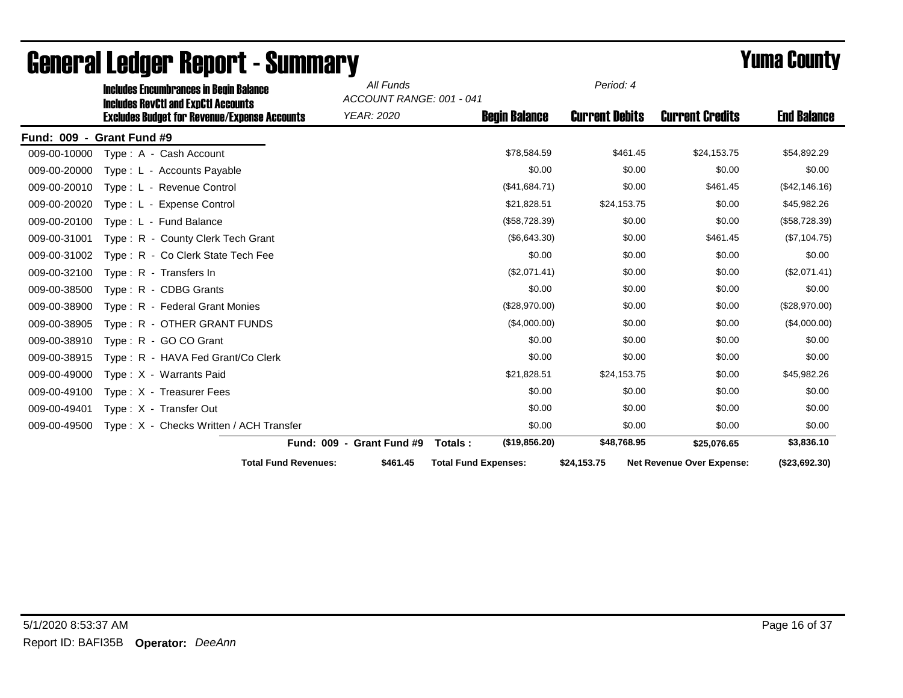# General Ledger Report - Summary

# Yuma County

**Includes Encumbrances in Begin Balance**
**Includes RevCtl and ExpCtl Accounts**
**Excludes Budget for Revenue/Expense Accounts**

*All Funds*
*ACCOUNT RANGE: 001 - 041*
*YEAR: 2020*

*Period: 4*

**Fund: 009 - Grant Fund #9**

| Account | Description | Begin Balance | Current Debits | Current Credits | End Balance |
|---|---|---|---|---|---|
| 009-00-10000 | Type : A - Cash Account | $78,584.59 | $461.45 | $24,153.75 | $54,892.29 |
| 009-00-20000 | Type : L - Accounts Payable | $0.00 | $0.00 | $0.00 | $0.00 |
| 009-00-20010 | Type : L - Revenue Control | ($41,684.71) | $0.00 | $461.45 | ($42,146.16) |
| 009-00-20020 | Type : L - Expense Control | $21,828.51 | $24,153.75 | $0.00 | $45,982.26 |
| 009-00-20100 | Type : L - Fund Balance | ($58,728.39) | $0.00 | $0.00 | ($58,728.39) |
| 009-00-31001 | Type : R - County Clerk Tech Grant | ($6,643.30) | $0.00 | $461.45 | ($7,104.75) |
| 009-00-31002 | Type : R - Co Clerk State Tech Fee | $0.00 | $0.00 | $0.00 | $0.00 |
| 009-00-32100 | Type : R - Transfers In | ($2,071.41) | $0.00 | $0.00 | ($2,071.41) |
| 009-00-38500 | Type : R - CDBG Grants | $0.00 | $0.00 | $0.00 | $0.00 |
| 009-00-38900 | Type : R - Federal Grant Monies | ($28,970.00) | $0.00 | $0.00 | ($28,970.00) |
| 009-00-38905 | Type : R - OTHER GRANT FUNDS | ($4,000.00) | $0.00 | $0.00 | ($4,000.00) |
| 009-00-38910 | Type : R - GO CO Grant | $0.00 | $0.00 | $0.00 | $0.00 |
| 009-00-38915 | Type : R - HAVA Fed Grant/Co Clerk | $0.00 | $0.00 | $0.00 | $0.00 |
| 009-00-49000 | Type : X - Warrants Paid | $21,828.51 | $24,153.75 | $0.00 | $45,982.26 |
| 009-00-49100 | Type : X - Treasurer Fees | $0.00 | $0.00 | $0.00 | $0.00 |
| 009-00-49401 | Type : X - Transfer Out | $0.00 | $0.00 | $0.00 | $0.00 |
| 009-00-49500 | Type : X - Checks Written / ACH Transfer | $0.00 | $0.00 | $0.00 | $0.00 |
| | **Fund: 009 - Grant Fund #9 Totals :** | **($19,856.20)** | **$48,768.95** | **$25,076.65** | **$3,836.10** |

**Total Fund Revenues:** **$461.45** **Total Fund Expenses:** **$24,153.75** **Net Revenue Over Expense:** **($23,692.30)**

5/1/2020 8:53:37 AM

Report ID: BAFI35B **Operator:** *DeeAnn*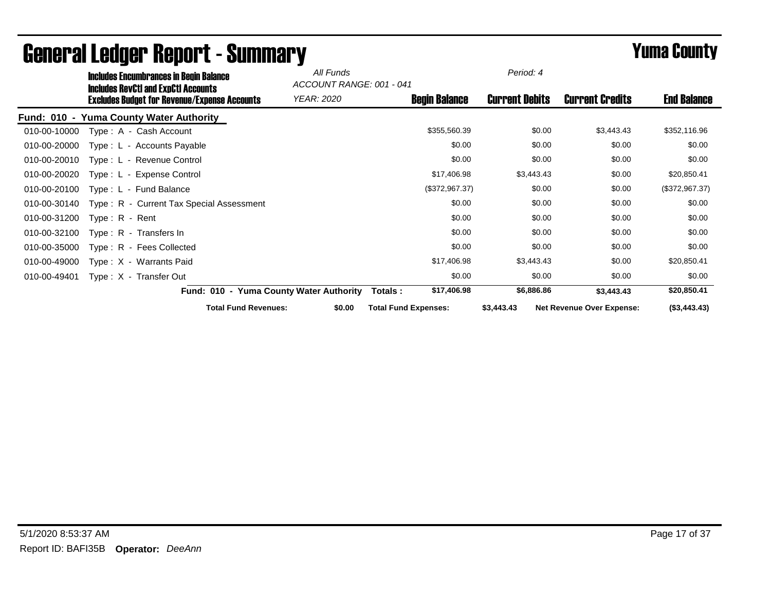# General Ledger Report - Summary

# Yuma County

**Includes Encumbrances in Begin Balance**
**Includes RevCtl and ExpCtl Accounts**
**Excludes Budget for Revenue/Expense Accounts**

*All Funds*
*ACCOUNT RANGE: 001 - 041*
*YEAR: 2020*

*Period: 4*

| | | Begin Balance | Current Debits | Current Credits | End Balance |
|---|---|---|---|---|---|
| **Fund: 010 - Yuma County Water Authority** | | | | | |
| 010-00-10000 | Type : A - Cash Account | $355,560.39 | $0.00 | $3,443.43 | $352,116.96 |
| 010-00-20000 | Type : L - Accounts Payable | $0.00 | $0.00 | $0.00 | $0.00 |
| 010-00-20010 | Type : L - Revenue Control | $0.00 | $0.00 | $0.00 | $0.00 |
| 010-00-20020 | Type : L - Expense Control | $17,406.98 | $3,443.43 | $0.00 | $20,850.41 |
| 010-00-20100 | Type : L - Fund Balance | ($372,967.37) | $0.00 | $0.00 | ($372,967.37) |
| 010-00-30140 | Type : R - Current Tax Special Assessment | $0.00 | $0.00 | $0.00 | $0.00 |
| 010-00-31200 | Type : R - Rent | $0.00 | $0.00 | $0.00 | $0.00 |
| 010-00-32100 | Type : R - Transfers In | $0.00 | $0.00 | $0.00 | $0.00 |
| 010-00-35000 | Type : R - Fees Collected | $0.00 | $0.00 | $0.00 | $0.00 |
| 010-00-49000 | Type : X - Warrants Paid | $17,406.98 | $3,443.43 | $0.00 | $20,850.41 |
| 010-00-49401 | Type : X - Transfer Out | $0.00 | $0.00 | $0.00 | $0.00 |
| | **Fund: 010 - Yuma County Water Authority Totals :** | **$17,406.98** | **$6,886.86** | **$3,443.43** | **$20,850.41** |

**Total Fund Revenues:** $0.00 **Total Fund Expenses:** $3,443.43 **Net Revenue Over Expense:** ($3,443.43)

5/1/2020 8:53:37 AM

Report ID: BAFI35B **Operator:** *DeeAnn*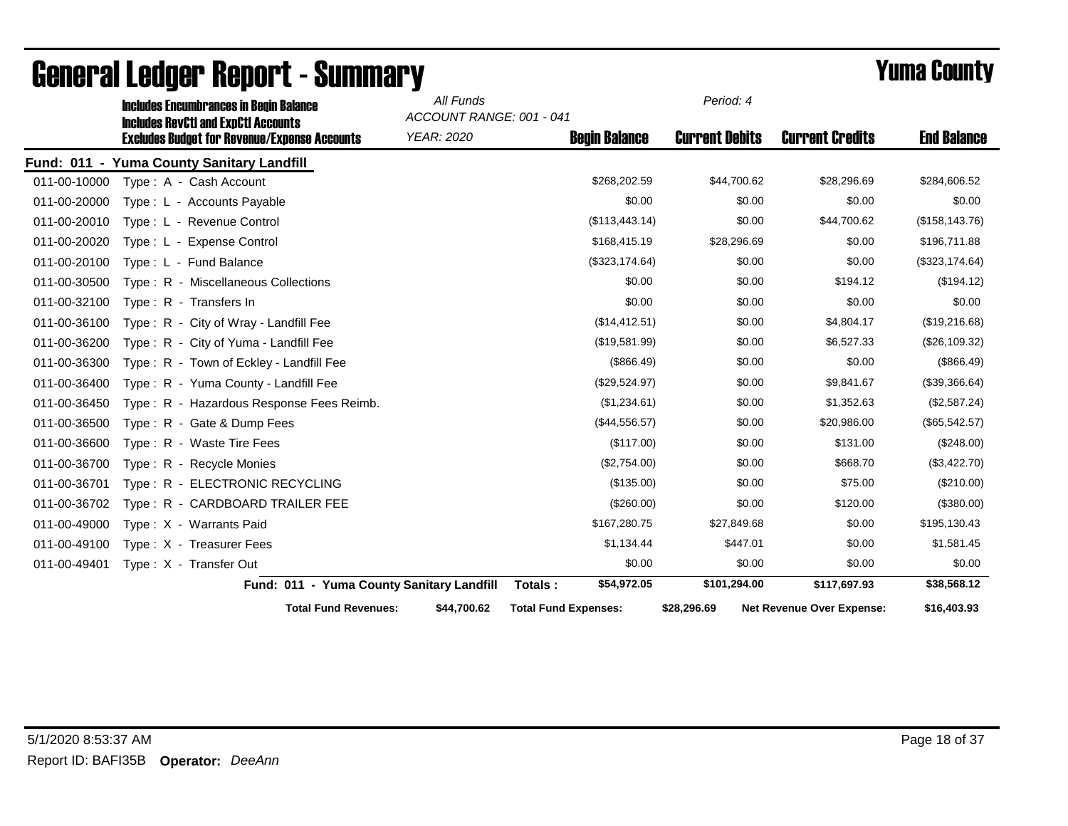# General Ledger Report - Summary

# Yuma County

**Includes Encumbrances in Begin Balance**
**Includes RevCtl and ExpCtl Accounts**
**Excludes Budget for Revenue/Expense Accounts**

*All Funds*
*ACCOUNT RANGE: 001 - 041*
*YEAR: 2020*

*Period: 4*

| | | Begin Balance | Current Debits | Current Credits | End Balance |
|---|---|---|---|---|---|
| **Fund: 011 - Yuma County Sanitary Landfill** | | | | | |
| 011-00-10000 | Type : A - Cash Account | $268,202.59 | $44,700.62 | $28,296.69 | $284,606.52 |
| 011-00-20000 | Type : L - Accounts Payable | $0.00 | $0.00 | $0.00 | $0.00 |
| 011-00-20010 | Type : L - Revenue Control | ($113,443.14) | $0.00 | $44,700.62 | ($158,143.76) |
| 011-00-20020 | Type : L - Expense Control | $168,415.19 | $28,296.69 | $0.00 | $196,711.88 |
| 011-00-20100 | Type : L - Fund Balance | ($323,174.64) | $0.00 | $0.00 | ($323,174.64) |
| 011-00-30500 | Type : R - Miscellaneous Collections | $0.00 | $0.00 | $194.12 | ($194.12) |
| 011-00-32100 | Type : R - Transfers In | $0.00 | $0.00 | $0.00 | $0.00 |
| 011-00-36100 | Type : R - City of Wray - Landfill Fee | ($14,412.51) | $0.00 | $4,804.17 | ($19,216.68) |
| 011-00-36200 | Type : R - City of Yuma - Landfill Fee | ($19,581.99) | $0.00 | $6,527.33 | ($26,109.32) |
| 011-00-36300 | Type : R - Town of Eckley - Landfill Fee | ($866.49) | $0.00 | $0.00 | ($866.49) |
| 011-00-36400 | Type : R - Yuma County - Landfill Fee | ($29,524.97) | $0.00 | $9,841.67 | ($39,366.64) |
| 011-00-36450 | Type : R - Hazardous Response Fees Reimb. | ($1,234.61) | $0.00 | $1,352.63 | ($2,587.24) |
| 011-00-36500 | Type : R - Gate & Dump Fees | ($44,556.57) | $0.00 | $20,986.00 | ($65,542.57) |
| 011-00-36600 | Type : R - Waste Tire Fees | ($117.00) | $0.00 | $131.00 | ($248.00) |
| 011-00-36700 | Type : R - Recycle Monies | ($2,754.00) | $0.00 | $668.70 | ($3,422.70) |
| 011-00-36701 | Type : R - ELECTRONIC RECYCLING | ($135.00) | $0.00 | $75.00 | ($210.00) |
| 011-00-36702 | Type : R - CARDBOARD TRAILER FEE | ($260.00) | $0.00 | $120.00 | ($380.00) |
| 011-00-49000 | Type : X - Warrants Paid | $167,280.75 | $27,849.68 | $0.00 | $195,130.43 |
| 011-00-49100 | Type : X - Treasurer Fees | $1,134.44 | $447.01 | $0.00 | $1,581.45 |
| 011-00-49401 | Type : X - Transfer Out | $0.00 | $0.00 | $0.00 | $0.00 |
| | **Fund: 011 - Yuma County Sanitary Landfill Totals :** | **$54,972.05** | **$101,294.00** | **$117,697.93** | **$38,568.12** |

**Total Fund Revenues:** $44,700.62 **Total Fund Expenses:** $28,296.69 **Net Revenue Over Expense:** $16,403.93

5/1/2020 8:53:37 AM

Report ID: BAFI35B **Operator:** *DeeAnn*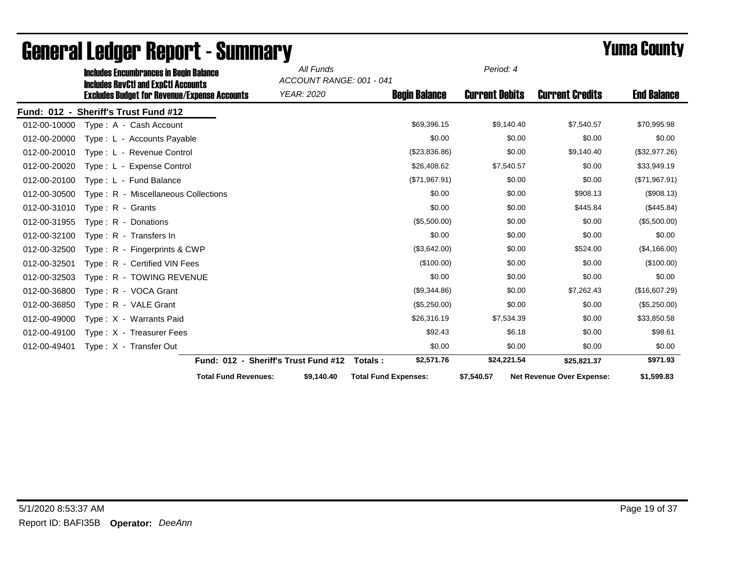# General Ledger Report - Summary

# Yuma County

**Includes Encumbrances in Begin Balance**
**Includes RevCtl and ExpCtl Accounts**
**Excludes Budget for Revenue/Expense Accounts**

*All Funds*
*ACCOUNT RANGE: 001 - 041*
*YEAR: 2020*

*Period: 4*

**Fund: 012 - Sheriff's Trust Fund #12**

| Account | Description | Begin Balance | Current Debits | Current Credits | End Balance |
|---|---|---|---|---|---|
| 012-00-10000 | Type : A - Cash Account | $69,396.15 | $9,140.40 | $7,540.57 | $70,995.98 |
| 012-00-20000 | Type : L - Accounts Payable | $0.00 | $0.00 | $0.00 | $0.00 |
| 012-00-20010 | Type : L - Revenue Control | ($23,836.86) | $0.00 | $9,140.40 | ($32,977.26) |
| 012-00-20020 | Type : L - Expense Control | $26,408.62 | $7,540.57 | $0.00 | $33,949.19 |
| 012-00-20100 | Type : L - Fund Balance | ($71,967.91) | $0.00 | $0.00 | ($71,967.91) |
| 012-00-30500 | Type : R - Miscellaneous Collections | $0.00 | $0.00 | $908.13 | ($908.13) |
| 012-00-31010 | Type : R - Grants | $0.00 | $0.00 | $445.84 | ($445.84) |
| 012-00-31955 | Type : R - Donations | ($5,500.00) | $0.00 | $0.00 | ($5,500.00) |
| 012-00-32100 | Type : R - Transfers In | $0.00 | $0.00 | $0.00 | $0.00 |
| 012-00-32500 | Type : R - Fingerprints & CWP | ($3,642.00) | $0.00 | $524.00 | ($4,166.00) |
| 012-00-32501 | Type : R - Certified VIN Fees | ($100.00) | $0.00 | $0.00 | ($100.00) |
| 012-00-32503 | Type : R - TOWING REVENUE | $0.00 | $0.00 | $0.00 | $0.00 |
| 012-00-36800 | Type : R - VOCA Grant | ($9,344.86) | $0.00 | $7,262.43 | ($16,607.29) |
| 012-00-36850 | Type : R - VALE Grant | ($5,250.00) | $0.00 | $0.00 | ($5,250.00) |
| 012-00-49000 | Type : X - Warrants Paid | $26,316.19 | $7,534.39 | $0.00 | $33,850.58 |
| 012-00-49100 | Type : X - Treasurer Fees | $92.43 | $6.18 | $0.00 | $98.61 |
| 012-00-49401 | Type : X - Transfer Out | $0.00 | $0.00 | $0.00 | $0.00 |
| | **Fund: 012 - Sheriff's Trust Fund #12 Totals :** | **$2,571.76** | **$24,221.54** | **$25,821.37** | **$971.93** |

**Total Fund Revenues:** $9,140.40 **Total Fund Expenses:** $7,540.57 **Net Revenue Over Expense:** $1,599.83

5/1/2020 8:53:37 AM

Report ID: BAFI35B **Operator:** *DeeAnn*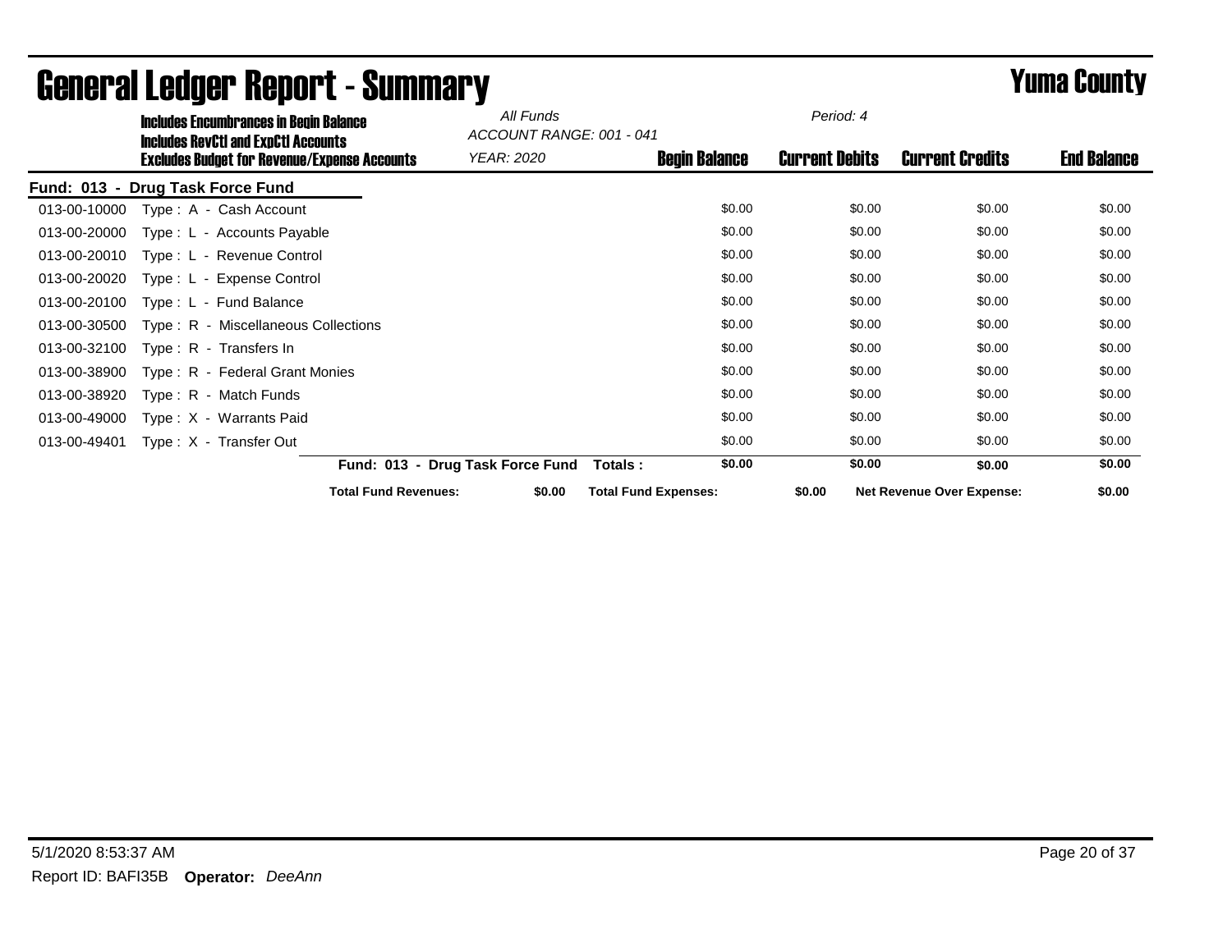# General Ledger Report - Summary

# Yuma County

**Includes Encumbrances in Begin Balance**
**Includes RevCtl and ExpCtl Accounts**
**Excludes Budget for Revenue/Expense Accounts**

*All Funds*
*ACCOUNT RANGE: 001 - 041*
*YEAR: 2020*

*Period: 4*

## Fund: 013 - Drug Task Force Fund

| Account | Description | Begin Balance | Current Debits | Current Credits | End Balance |
|---|---|---|---|---|---|
| 013-00-10000 | Type : A - Cash Account | $0.00 | $0.00 | $0.00 | $0.00 |
| 013-00-20000 | Type : L - Accounts Payable | $0.00 | $0.00 | $0.00 | $0.00 |
| 013-00-20010 | Type : L - Revenue Control | $0.00 | $0.00 | $0.00 | $0.00 |
| 013-00-20020 | Type : L - Expense Control | $0.00 | $0.00 | $0.00 | $0.00 |
| 013-00-20100 | Type : L - Fund Balance | $0.00 | $0.00 | $0.00 | $0.00 |
| 013-00-30500 | Type : R - Miscellaneous Collections | $0.00 | $0.00 | $0.00 | $0.00 |
| 013-00-32100 | Type : R - Transfers In | $0.00 | $0.00 | $0.00 | $0.00 |
| 013-00-38900 | Type : R - Federal Grant Monies | $0.00 | $0.00 | $0.00 | $0.00 |
| 013-00-38920 | Type : R - Match Funds | $0.00 | $0.00 | $0.00 | $0.00 |
| 013-00-49000 | Type : X - Warrants Paid | $0.00 | $0.00 | $0.00 | $0.00 |
| 013-00-49401 | Type : X - Transfer Out | $0.00 | $0.00 | $0.00 | $0.00 |
| | **Fund: 013 - Drug Task Force Fund Totals :** | **$0.00** | **$0.00** | **$0.00** | **$0.00** |

**Total Fund Revenues:** $0.00 **Total Fund Expenses:** $0.00 **Net Revenue Over Expense:** $0.00

5/1/2020 8:53:37 AM

Report ID: BAFI35B **Operator:** *DeeAnn*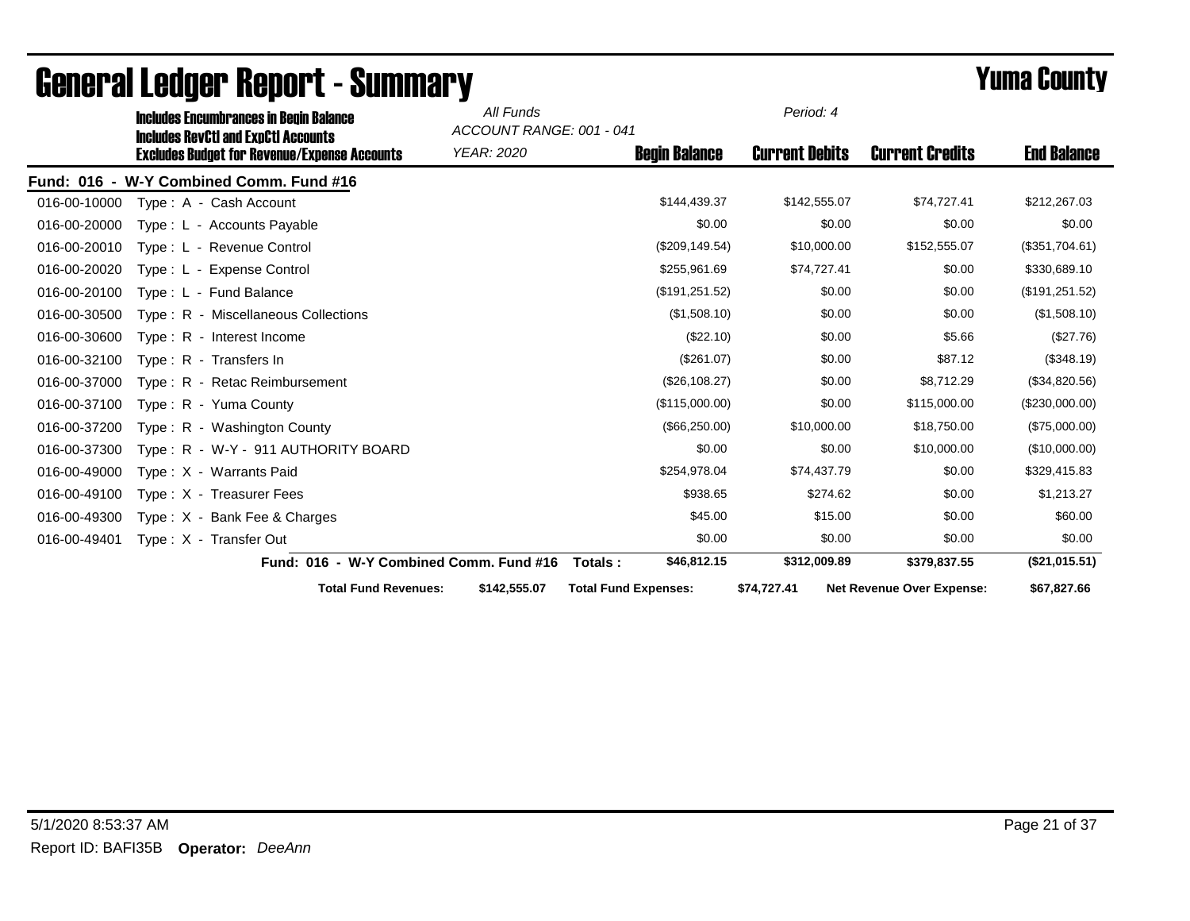# General Ledger Report - Summary

**Yuma County**

**Includes Encumbrances in Begin Balance**
**Includes RevCtl and ExpCtl Accounts**
**Excludes Budget for Revenue/Expense Accounts**

*All Funds*
*ACCOUNT RANGE: 001 - 041*
*YEAR: 2020*
*Period: 4*

| | | Begin Balance | Current Debits | Current Credits | End Balance |
|---|---|---|---|---|---|
| **Fund: 016 - W-Y Combined Comm. Fund #16** | | | | | |
| 016-00-10000 | Type : A - Cash Account | $144,439.37 | $142,555.07 | $74,727.41 | $212,267.03 |
| 016-00-20000 | Type : L - Accounts Payable | $0.00 | $0.00 | $0.00 | $0.00 |
| 016-00-20010 | Type : L - Revenue Control | ($209,149.54) | $10,000.00 | $152,555.07 | ($351,704.61) |
| 016-00-20020 | Type : L - Expense Control | $255,961.69 | $74,727.41 | $0.00 | $330,689.10 |
| 016-00-20100 | Type : L - Fund Balance | ($191,251.52) | $0.00 | $0.00 | ($191,251.52) |
| 016-00-30500 | Type : R - Miscellaneous Collections | ($1,508.10) | $0.00 | $0.00 | ($1,508.10) |
| 016-00-30600 | Type : R - Interest Income | ($22.10) | $0.00 | $5.66 | ($27.76) |
| 016-00-32100 | Type : R - Transfers In | ($261.07) | $0.00 | $87.12 | ($348.19) |
| 016-00-37000 | Type : R - Retac Reimbursement | ($26,108.27) | $0.00 | $8,712.29 | ($34,820.56) |
| 016-00-37100 | Type : R - Yuma County | ($115,000.00) | $0.00 | $115,000.00 | ($230,000.00) |
| 016-00-37200 | Type : R - Washington County | ($66,250.00) | $10,000.00 | $18,750.00 | ($75,000.00) |
| 016-00-37300 | Type : R - W-Y - 911 AUTHORITY BOARD | $0.00 | $0.00 | $10,000.00 | ($10,000.00) |
| 016-00-49000 | Type : X - Warrants Paid | $254,978.04 | $74,437.79 | $0.00 | $329,415.83 |
| 016-00-49100 | Type : X - Treasurer Fees | $938.65 | $274.62 | $0.00 | $1,213.27 |
| 016-00-49300 | Type : X - Bank Fee & Charges | $45.00 | $15.00 | $0.00 | $60.00 |
| 016-00-49401 | Type : X - Transfer Out | $0.00 | $0.00 | $0.00 | $0.00 |
| | **Fund: 016 - W-Y Combined Comm. Fund #16 Totals :** | **$46,812.15** | **$312,009.89** | **$379,837.55** | **($21,015.51)** |

**Total Fund Revenues:** **$142,555.07** **Total Fund Expenses:** **$74,727.41** **Net Revenue Over Expense:** **$67,827.66**

5/1/2020 8:53:37 AM

Report ID: BAFI35B **Operator:** *DeeAnn*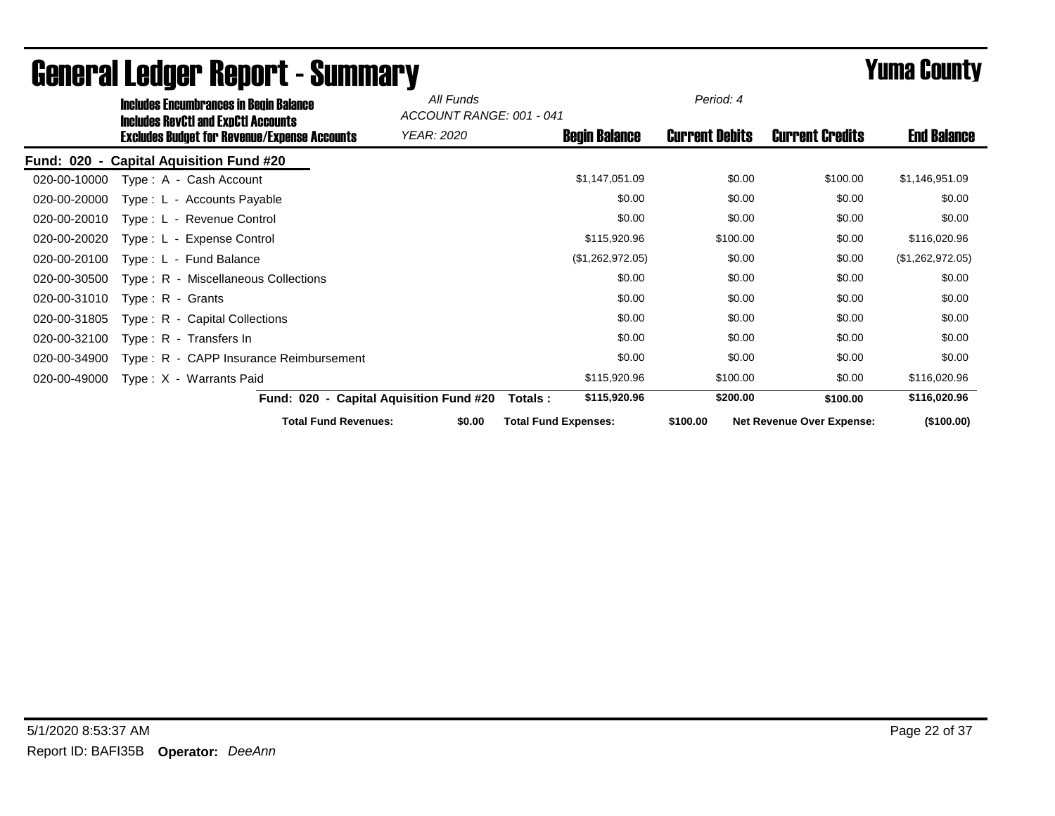# General Ledger Report - Summary

# Yuma County

**Includes Encumbrances in Begin Balance**
**Includes RevCtl and ExpCtl Accounts**
**Excludes Budget for Revenue/Expense Accounts**

*All Funds*
*ACCOUNT RANGE: 001 - 041*
*YEAR: 2020*

*Period: 4*

**Fund: 020 - Capital Aquisition Fund #20**

| Account | Description | Begin Balance | Current Debits | Current Credits | End Balance |
|---|---|---|---|---|---|
| 020-00-10000 | Type : A - Cash Account | $1,147,051.09 | $0.00 | $100.00 | $1,146,951.09 |
| 020-00-20000 | Type : L - Accounts Payable | $0.00 | $0.00 | $0.00 | $0.00 |
| 020-00-20010 | Type : L - Revenue Control | $0.00 | $0.00 | $0.00 | $0.00 |
| 020-00-20020 | Type : L - Expense Control | $115,920.96 | $100.00 | $0.00 | $116,020.96 |
| 020-00-20100 | Type : L - Fund Balance | ($1,262,972.05) | $0.00 | $0.00 | ($1,262,972.05) |
| 020-00-30500 | Type : R - Miscellaneous Collections | $0.00 | $0.00 | $0.00 | $0.00 |
| 020-00-31010 | Type : R - Grants | $0.00 | $0.00 | $0.00 | $0.00 |
| 020-00-31805 | Type : R - Capital Collections | $0.00 | $0.00 | $0.00 | $0.00 |
| 020-00-32100 | Type : R - Transfers In | $0.00 | $0.00 | $0.00 | $0.00 |
| 020-00-34900 | Type : R - CAPP Insurance Reimbursement | $0.00 | $0.00 | $0.00 | $0.00 |
| 020-00-49000 | Type : X - Warrants Paid | $115,920.96 | $100.00 | $0.00 | $116,020.96 |
| | **Fund: 020 - Capital Aquisition Fund #20 Totals :** | **$115,920.96** | **$200.00** | **$100.00** | **$116,020.96** |

**Total Fund Revenues:** **$0.00** **Total Fund Expenses:** **$100.00** **Net Revenue Over Expense:** **($100.00)**

5/1/2020 8:53:37 AM

Report ID: BAFI35B **Operator:** *DeeAnn*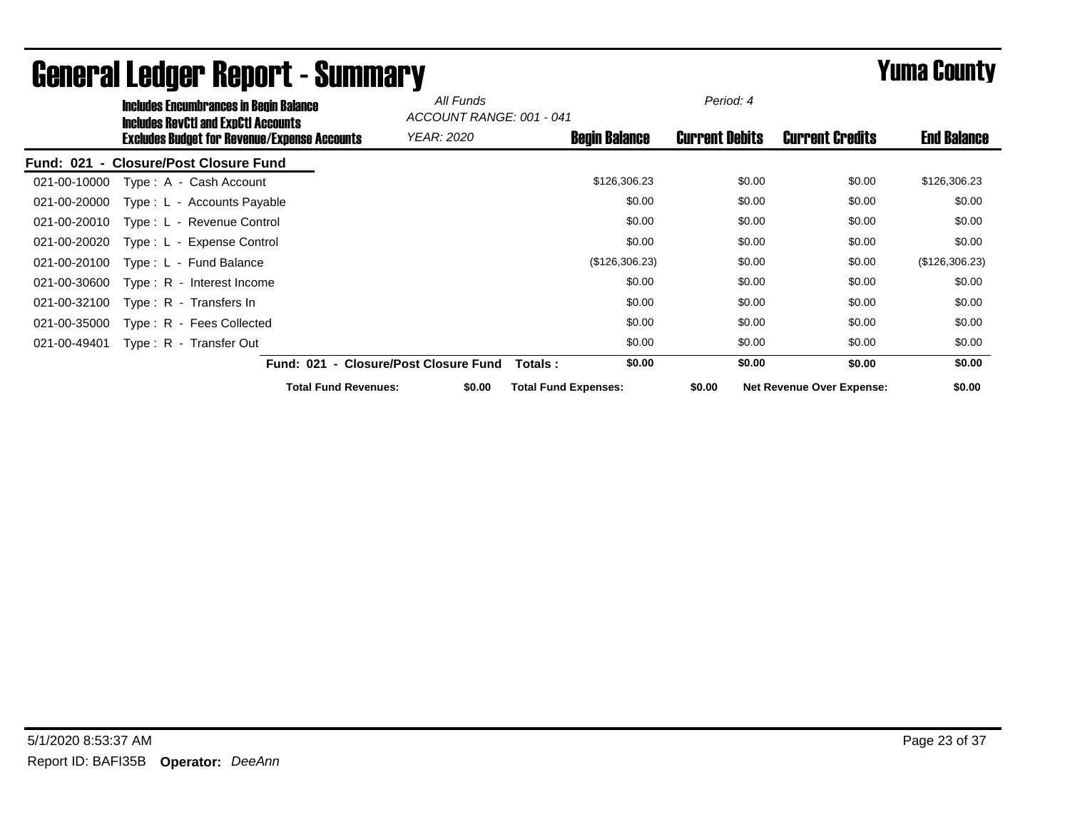# General Ledger Report - Summary

## Yuma County

**Includes Encumbrances in Begin Balance**
**Includes RevCtl and ExpCtl Accounts**
**Excludes Budget for Revenue/Expense Accounts**

*All Funds*
*ACCOUNT RANGE: 001 - 041*
*YEAR: 2020*

*Period: 4*

**Fund: 021 - Closure/Post Closure Fund**

| | | Begin Balance | Current Debits | Current Credits | End Balance |
|---|---|---|---|---|---|
| 021-00-10000 | Type : A - Cash Account | $126,306.23 | $0.00 | $0.00 | $126,306.23 |
| 021-00-20000 | Type : L - Accounts Payable | $0.00 | $0.00 | $0.00 | $0.00 |
| 021-00-20010 | Type : L - Revenue Control | $0.00 | $0.00 | $0.00 | $0.00 |
| 021-00-20020 | Type : L - Expense Control | $0.00 | $0.00 | $0.00 | $0.00 |
| 021-00-20100 | Type : L - Fund Balance | ($126,306.23) | $0.00 | $0.00 | ($126,306.23) |
| 021-00-30600 | Type : R - Interest Income | $0.00 | $0.00 | $0.00 | $0.00 |
| 021-00-32100 | Type : R - Transfers In | $0.00 | $0.00 | $0.00 | $0.00 |
| 021-00-35000 | Type : R - Fees Collected | $0.00 | $0.00 | $0.00 | $0.00 |
| 021-00-49401 | Type : R - Transfer Out | $0.00 | $0.00 | $0.00 | $0.00 |
| | **Fund: 021 - Closure/Post Closure Fund Totals :** | **$0.00** | **$0.00** | **$0.00** | **$0.00** |

**Total Fund Revenues:** **$0.00** **Total Fund Expenses:** **$0.00** **Net Revenue Over Expense:** **$0.00**

5/1/2020 8:53:37 AM

Report ID: BAFI35B **Operator:** *DeeAnn*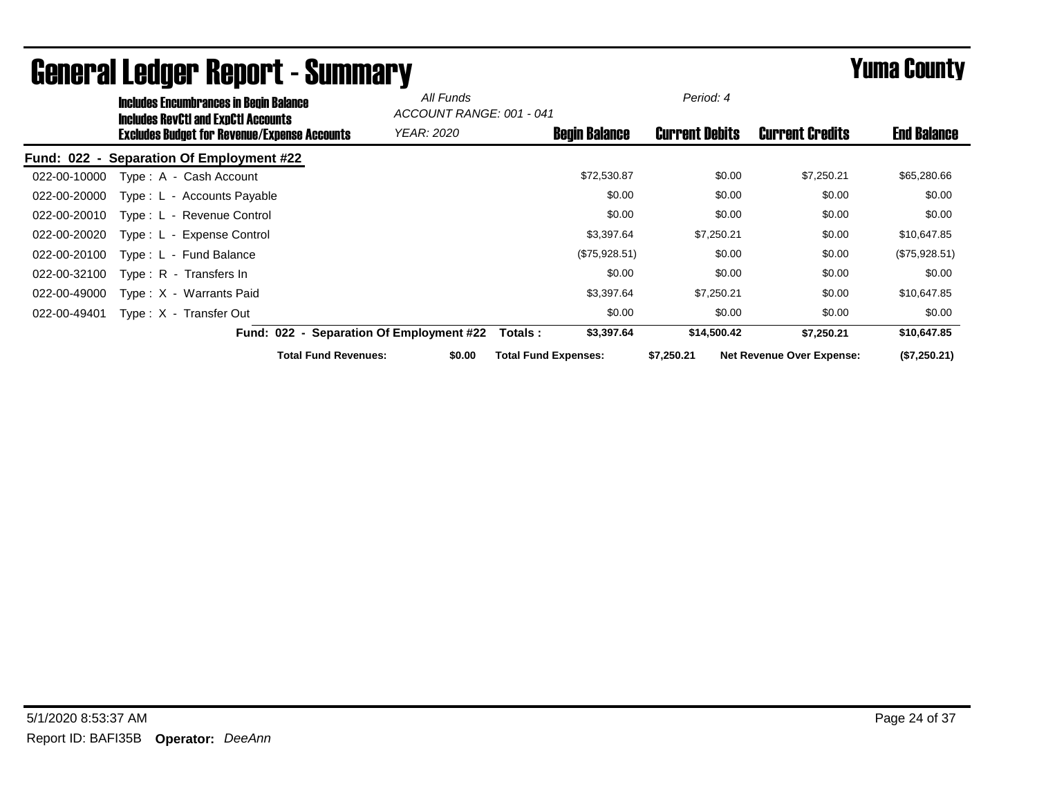# General Ledger Report - Summary

## Yuma County

**Includes Encumbrances in Begin Balance**
**Includes RevCtl and ExpCtl Accounts**
**Excludes Budget for Revenue/Expense Accounts**

*All Funds*
*ACCOUNT RANGE: 001 - 041*
*YEAR: 2020*
*Period: 4*

**Fund: 022 - Separation Of Employment #22**

| Account | Description | Begin Balance | Current Debits | Current Credits | End Balance |
|---|---|---|---|---|---|
| 022-00-10000 | Type : A - Cash Account | $72,530.87 | $0.00 | $7,250.21 | $65,280.66 |
| 022-00-20000 | Type : L - Accounts Payable | $0.00 | $0.00 | $0.00 | $0.00 |
| 022-00-20010 | Type : L - Revenue Control | $0.00 | $0.00 | $0.00 | $0.00 |
| 022-00-20020 | Type : L - Expense Control | $3,397.64 | $7,250.21 | $0.00 | $10,647.85 |
| 022-00-20100 | Type : L - Fund Balance | ($75,928.51) | $0.00 | $0.00 | ($75,928.51) |
| 022-00-32100 | Type : R - Transfers In | $0.00 | $0.00 | $0.00 | $0.00 |
| 022-00-49000 | Type : X - Warrants Paid | $3,397.64 | $7,250.21 | $0.00 | $10,647.85 |
| 022-00-49401 | Type : X - Transfer Out | $0.00 | $0.00 | $0.00 | $0.00 |
| | **Fund: 022 - Separation Of Employment #22 Totals :** | **$3,397.64** | **$14,500.42** | **$7,250.21** | **$10,647.85** |

**Total Fund Revenues:** **$0.00** **Total Fund Expenses:** **$7,250.21** **Net Revenue Over Expense:** **($7,250.21)**

5/1/2020 8:53:37 AM

Report ID: BAFI35B **Operator:** *DeeAnn*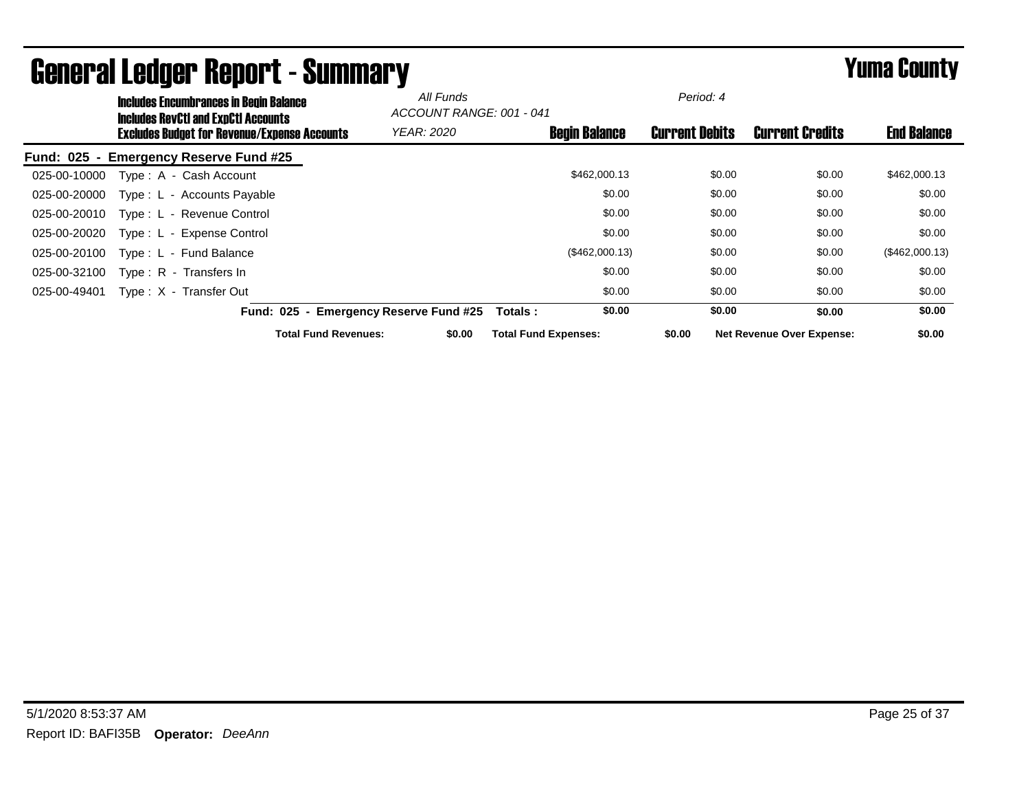# General Ledger Report - Summary

## Yuma County

**Includes Encumbrances in Begin Balance**
**Includes RevCtl and ExpCtl Accounts**
**Excludes Budget for Revenue/Expense Accounts**

*All Funds*
*ACCOUNT RANGE: 001 - 041*
*YEAR: 2020*

*Period: 4*

| | | Begin Balance | Current Debits | Current Credits | End Balance |
|---|---|---|---|---|---|
| **Fund: 025 - Emergency Reserve Fund #25** | | | | | |
| 025-00-10000 | Type : A - Cash Account | $462,000.13 | $0.00 | $0.00 | $462,000.13 |
| 025-00-20000 | Type : L - Accounts Payable | $0.00 | $0.00 | $0.00 | $0.00 |
| 025-00-20010 | Type : L - Revenue Control | $0.00 | $0.00 | $0.00 | $0.00 |
| 025-00-20020 | Type : L - Expense Control | $0.00 | $0.00 | $0.00 | $0.00 |
| 025-00-20100 | Type : L - Fund Balance | ($462,000.13) | $0.00 | $0.00 | ($462,000.13) |
| 025-00-32100 | Type : R - Transfers In | $0.00 | $0.00 | $0.00 | $0.00 |
| 025-00-49401 | Type : X - Transfer Out | $0.00 | $0.00 | $0.00 | $0.00 |
| | **Fund: 025 - Emergency Reserve Fund #25 Totals :** | **$0.00** | **$0.00** | **$0.00** | **$0.00** |

**Total Fund Revenues:** $0.00 **Total Fund Expenses:** $0.00 **Net Revenue Over Expense:** $0.00

5/1/2020 8:53:37 AM

Report ID: BAFI35B **Operator:** *DeeAnn*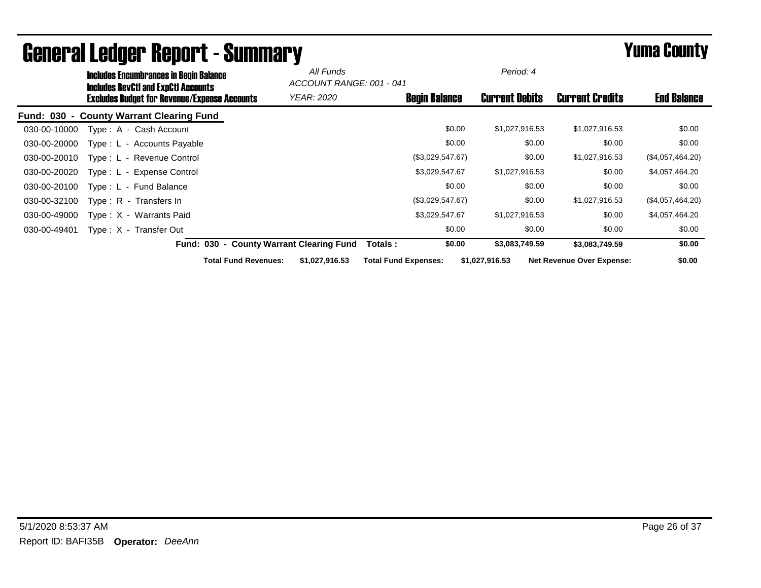# General Ledger Report - Summary

## Yuma County

**Includes Encumbrances in Begin Balance**
**Includes RevCtl and ExpCtl Accounts**
**Excludes Budget for Revenue/Expense Accounts**

*All Funds*
*ACCOUNT RANGE: 001 - 041*
*YEAR: 2020*

*Period: 4*

| | | Begin Balance | Current Debits | Current Credits | End Balance |
|---|---|---|---|---|---|
| **Fund: 030 - County Warrant Clearing Fund** | | | | | |
| 030-00-10000 | Type : A - Cash Account | $0.00 | $1,027,916.53 | $1,027,916.53 | $0.00 |
| 030-00-20000 | Type : L - Accounts Payable | $0.00 | $0.00 | $0.00 | $0.00 |
| 030-00-20010 | Type : L - Revenue Control | ($3,029,547.67) | $0.00 | $1,027,916.53 | ($4,057,464.20) |
| 030-00-20020 | Type : L - Expense Control | $3,029,547.67 | $1,027,916.53 | $0.00 | $4,057,464.20 |
| 030-00-20100 | Type : L - Fund Balance | $0.00 | $0.00 | $0.00 | $0.00 |
| 030-00-32100 | Type : R - Transfers In | ($3,029,547.67) | $0.00 | $1,027,916.53 | ($4,057,464.20) |
| 030-00-49000 | Type : X - Warrants Paid | $3,029,547.67 | $1,027,916.53 | $0.00 | $4,057,464.20 |
| 030-00-49401 | Type : X - Transfer Out | $0.00 | $0.00 | $0.00 | $0.00 |
| | **Fund: 030 - County Warrant Clearing Fund Totals :** | **$0.00** | **$3,083,749.59** | **$3,083,749.59** | **$0.00** |

**Total Fund Revenues:** $1,027,916.53 **Total Fund Expenses:** $1,027,916.53 **Net Revenue Over Expense:** $0.00

5/1/2020 8:53:37 AM

Report ID: BAFI35B **Operator:** *DeeAnn*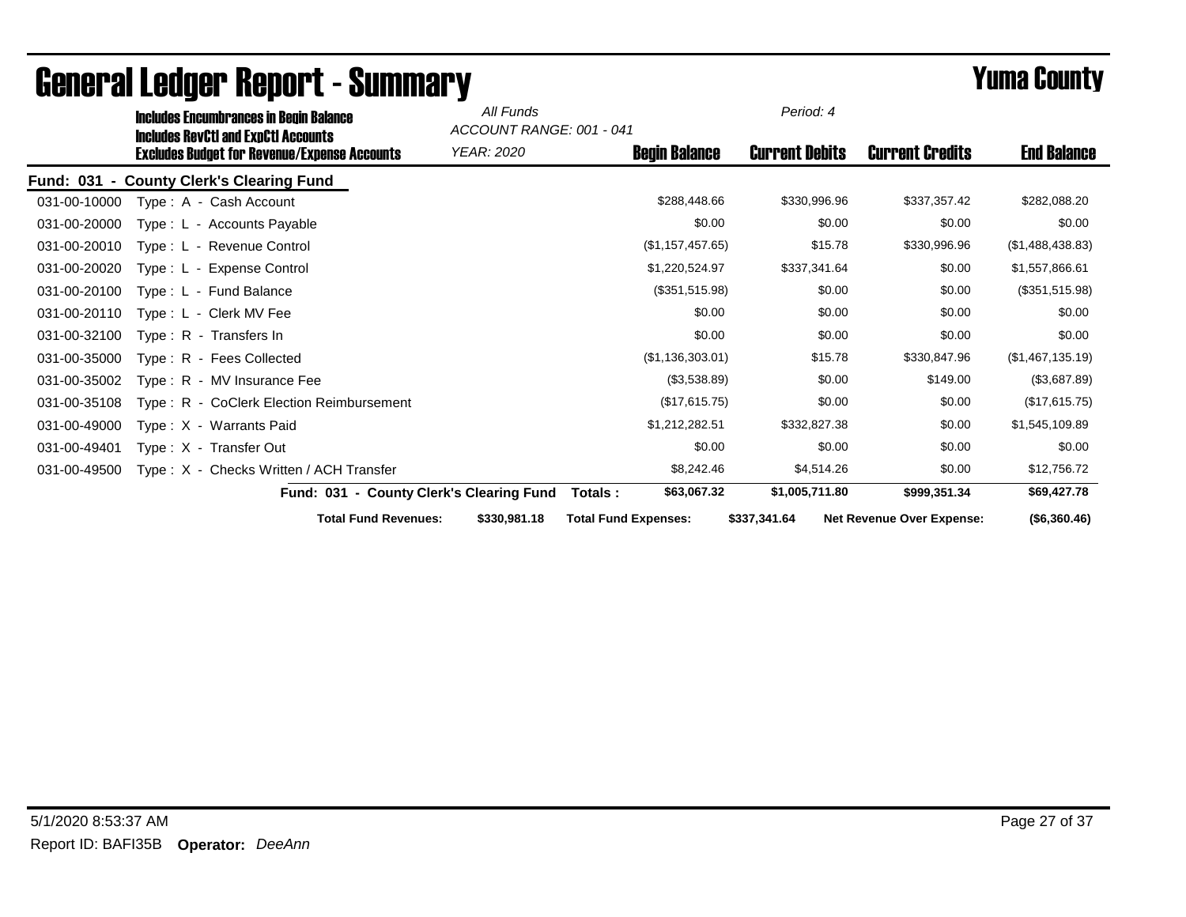# General Ledger Report - Summary

## Yuma County

**Includes Encumbrances in Begin Balance**
**Includes RevCtl and ExpCtl Accounts**
**Excludes Budget for Revenue/Expense Accounts**

*All Funds*
*ACCOUNT RANGE: 001 - 041*
*YEAR: 2020*
*Period: 4*

### Fund: 031 - County Clerk's Clearing Fund

| Account | Description | Begin Balance | Current Debits | Current Credits | End Balance |
|---|---|---|---|---|---|
| 031-00-10000 | Type : A - Cash Account | $288,448.66 | $330,996.96 | $337,357.42 | $282,088.20 |
| 031-00-20000 | Type : L - Accounts Payable | $0.00 | $0.00 | $0.00 | $0.00 |
| 031-00-20010 | Type : L - Revenue Control | ($1,157,457.65) | $15.78 | $330,996.96 | ($1,488,438.83) |
| 031-00-20020 | Type : L - Expense Control | $1,220,524.97 | $337,341.64 | $0.00 | $1,557,866.61 |
| 031-00-20100 | Type : L - Fund Balance | ($351,515.98) | $0.00 | $0.00 | ($351,515.98) |
| 031-00-20110 | Type : L - Clerk MV Fee | $0.00 | $0.00 | $0.00 | $0.00 |
| 031-00-32100 | Type : R - Transfers In | $0.00 | $0.00 | $0.00 | $0.00 |
| 031-00-35000 | Type : R - Fees Collected | ($1,136,303.01) | $15.78 | $330,847.96 | ($1,467,135.19) |
| 031-00-35002 | Type : R - MV Insurance Fee | ($3,538.89) | $0.00 | $149.00 | ($3,687.89) |
| 031-00-35108 | Type : R - CoClerk Election Reimbursement | ($17,615.75) | $0.00 | $0.00 | ($17,615.75) |
| 031-00-49000 | Type : X - Warrants Paid | $1,212,282.51 | $332,827.38 | $0.00 | $1,545,109.89 |
| 031-00-49401 | Type : X - Transfer Out | $0.00 | $0.00 | $0.00 | $0.00 |
| 031-00-49500 | Type : X - Checks Written / ACH Transfer | $8,242.46 | $4,514.26 | $0.00 | $12,756.72 |
| | **Fund: 031 - County Clerk's Clearing Fund Totals :** | **$63,067.32** | **$1,005,711.80** | **$999,351.34** | **$69,427.78** |

**Total Fund Revenues:** $330,981.18 **Total Fund Expenses:** $337,341.64 **Net Revenue Over Expense:** ($6,360.46)

5/1/2020 8:53:37 AM

Report ID: BAFI35B **Operator:** *DeeAnn*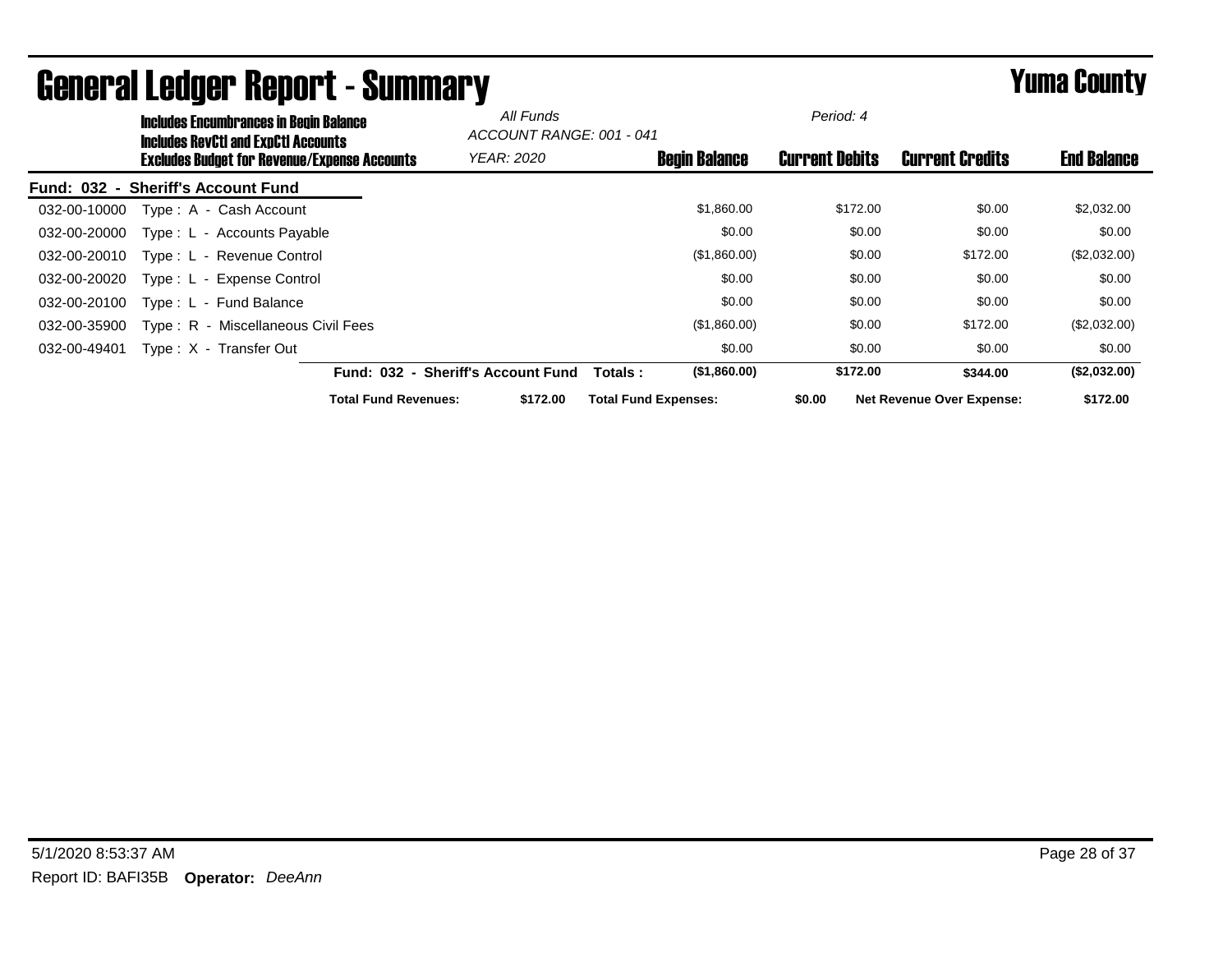# General Ledger Report - Summary

**Yuma County**

Includes Encumbrances in Begin Balance
Includes RevCtl and ExpCtl Accounts
Excludes Budget for Revenue/Expense Accounts

*All Funds*
*ACCOUNT RANGE: 001 - 041*
*YEAR: 2020*

*Period: 4*

**Fund: 032 - Sheriff's Account Fund**

| Account | Description | Begin Balance | Current Debits | Current Credits | End Balance |
|---|---|---|---|---|---|
| 032-00-10000 | Type : A - Cash Account | $1,860.00 | $172.00 | $0.00 | $2,032.00 |
| 032-00-20000 | Type : L - Accounts Payable | $0.00 | $0.00 | $0.00 | $0.00 |
| 032-00-20010 | Type : L - Revenue Control | ($1,860.00) | $0.00 | $172.00 | ($2,032.00) |
| 032-00-20020 | Type : L - Expense Control | $0.00 | $0.00 | $0.00 | $0.00 |
| 032-00-20100 | Type : L - Fund Balance | $0.00 | $0.00 | $0.00 | $0.00 |
| 032-00-35900 | Type : R - Miscellaneous Civil Fees | ($1,860.00) | $0.00 | $172.00 | ($2,032.00) |
| 032-00-49401 | Type : X - Transfer Out | $0.00 | $0.00 | $0.00 | $0.00 |
| | **Fund: 032 - Sheriff's Account Fund Totals :** | **($1,860.00)** | **$172.00** | **$344.00** | **($2,032.00)** |

**Total Fund Revenues:** $172.00 **Total Fund Expenses:** $0.00 **Net Revenue Over Expense:** $172.00

5/1/2020 8:53:37 AM

Report ID: BAFI35B **Operator:** *DeeAnn*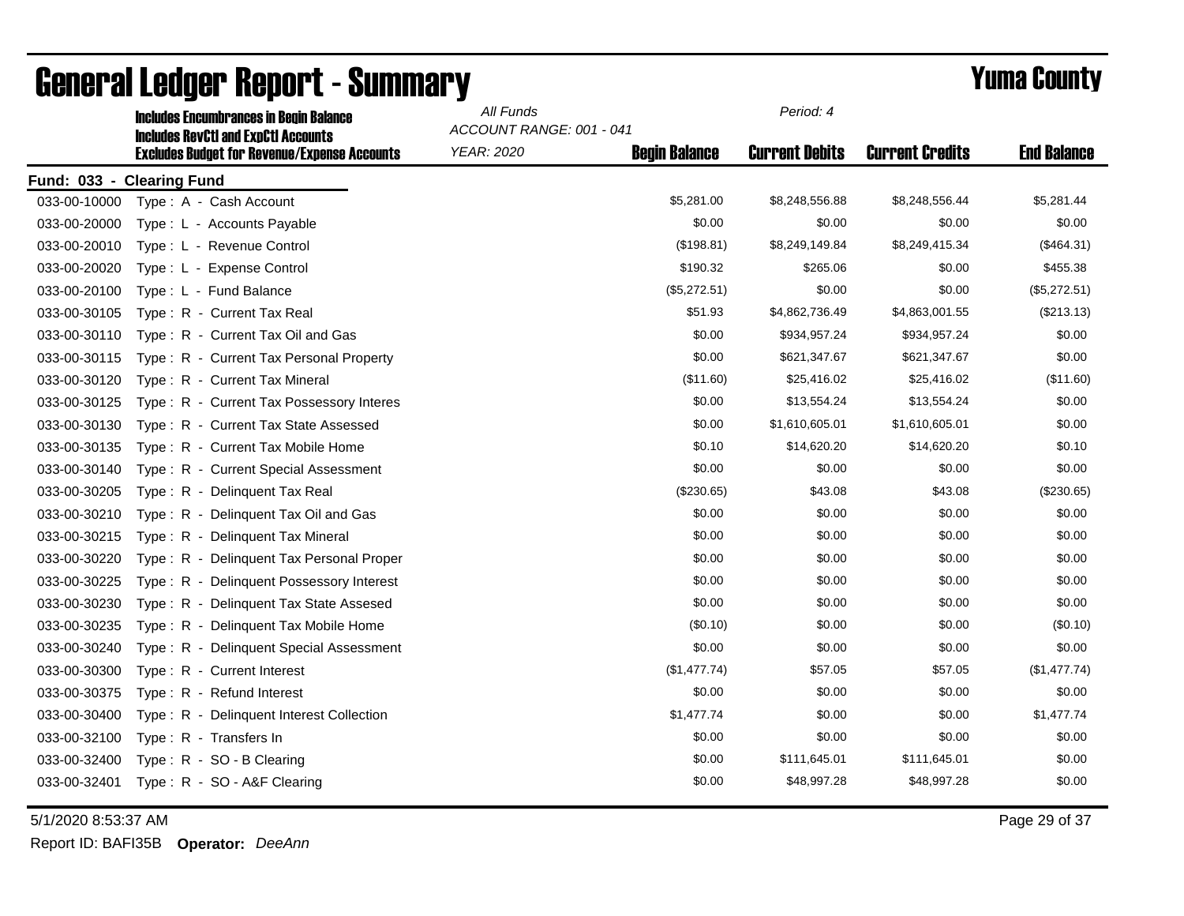# General Ledger Report - Summary

**Yuma County**

**Includes Encumbrances in Begin Balance**
**Includes RevCtl and ExpCtl Accounts**
**Excludes Budget for Revenue/Expense Accounts**

*All Funds*
*ACCOUNT RANGE: 001 - 041*
*YEAR: 2020*
*Period: 4*

**Fund: 033 - Clearing Fund**

| Account | Description | Begin Balance | Current Debits | Current Credits | End Balance |
|---|---|---|---|---|---|
| 033-00-10000 | Type : A - Cash Account | $5,281.00 | $8,248,556.88 | $8,248,556.44 | $5,281.44 |
| 033-00-20000 | Type : L - Accounts Payable | $0.00 | $0.00 | $0.00 | $0.00 |
| 033-00-20010 | Type : L - Revenue Control | ($198.81) | $8,249,149.84 | $8,249,415.34 | ($464.31) |
| 033-00-20020 | Type : L - Expense Control | $190.32 | $265.06 | $0.00 | $455.38 |
| 033-00-20100 | Type : L - Fund Balance | ($5,272.51) | $0.00 | $0.00 | ($5,272.51) |
| 033-00-30105 | Type : R - Current Tax Real | $51.93 | $4,862,736.49 | $4,863,001.55 | ($213.13) |
| 033-00-30110 | Type : R - Current Tax Oil and Gas | $0.00 | $934,957.24 | $934,957.24 | $0.00 |
| 033-00-30115 | Type : R - Current Tax Personal Property | $0.00 | $621,347.67 | $621,347.67 | $0.00 |
| 033-00-30120 | Type : R - Current Tax Mineral | ($11.60) | $25,416.02 | $25,416.02 | ($11.60) |
| 033-00-30125 | Type : R - Current Tax Possessory Interes | $0.00 | $13,554.24 | $13,554.24 | $0.00 |
| 033-00-30130 | Type : R - Current Tax State Assessed | $0.00 | $1,610,605.01 | $1,610,605.01 | $0.00 |
| 033-00-30135 | Type : R - Current Tax Mobile Home | $0.10 | $14,620.20 | $14,620.20 | $0.10 |
| 033-00-30140 | Type : R - Current Special Assessment | $0.00 | $0.00 | $0.00 | $0.00 |
| 033-00-30205 | Type : R - Delinquent Tax Real | ($230.65) | $43.08 | $43.08 | ($230.65) |
| 033-00-30210 | Type : R - Delinquent Tax Oil and Gas | $0.00 | $0.00 | $0.00 | $0.00 |
| 033-00-30215 | Type : R - Delinquent Tax Mineral | $0.00 | $0.00 | $0.00 | $0.00 |
| 033-00-30220 | Type : R - Delinquent Tax Personal Proper | $0.00 | $0.00 | $0.00 | $0.00 |
| 033-00-30225 | Type : R - Delinquent Possessory Interest | $0.00 | $0.00 | $0.00 | $0.00 |
| 033-00-30230 | Type : R - Delinquent Tax State Assesed | $0.00 | $0.00 | $0.00 | $0.00 |
| 033-00-30235 | Type : R - Delinquent Tax Mobile Home | ($0.10) | $0.00 | $0.00 | ($0.10) |
| 033-00-30240 | Type : R - Delinquent Special Assessment | $0.00 | $0.00 | $0.00 | $0.00 |
| 033-00-30300 | Type : R - Current Interest | ($1,477.74) | $57.05 | $57.05 | ($1,477.74) |
| 033-00-30375 | Type : R - Refund Interest | $0.00 | $0.00 | $0.00 | $0.00 |
| 033-00-30400 | Type : R - Delinquent Interest Collection | $1,477.74 | $0.00 | $0.00 | $1,477.74 |
| 033-00-32100 | Type : R - Transfers In | $0.00 | $0.00 | $0.00 | $0.00 |
| 033-00-32400 | Type : R - SO - B Clearing | $0.00 | $111,645.01 | $111,645.01 | $0.00 |
| 033-00-32401 | Type : R - SO - A&F Clearing | $0.00 | $48,997.28 | $48,997.28 | $0.00 |

5/1/2020 8:53:37 AM

Report ID: BAFI35B **Operator:** *DeeAnn*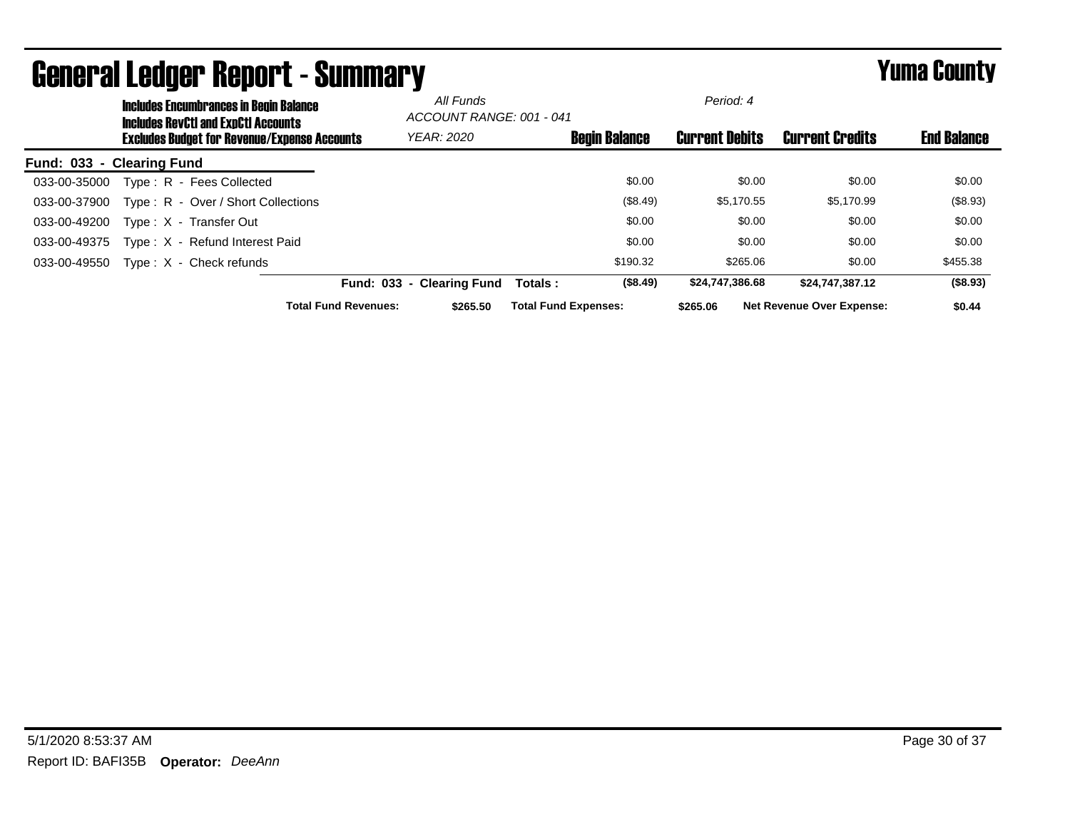# General Ledger Report - Summary

**Yuma County**

**Includes Encumbrances in Begin Balance**
**Includes RevCtl and ExpCtl Accounts**
**Excludes Budget for Revenue/Expense Accounts**

*All Funds*
*ACCOUNT RANGE: 001 - 041*
*YEAR: 2020*

*Period: 4*

## Fund: 033 - Clearing Fund

| Account | Description | Begin Balance | Current Debits | Current Credits | End Balance |
|---|---|---|---|---|---|
| 033-00-35000 | Type : R - Fees Collected | $0.00 | $0.00 | $0.00 | $0.00 |
| 033-00-37900 | Type : R - Over / Short Collections | ($8.49) | $5,170.55 | $5,170.99 | ($8.93) |
| 033-00-49200 | Type : X - Transfer Out | $0.00 | $0.00 | $0.00 | $0.00 |
| 033-00-49375 | Type : X - Refund Interest Paid | $0.00 | $0.00 | $0.00 | $0.00 |
| 033-00-49550 | Type : X - Check refunds | $190.32 | $265.06 | $0.00 | $455.38 |
| | **Fund: 033 - Clearing Fund Totals :** | **($8.49)** | **$24,747,386.68** | **$24,747,387.12** | **($8.93)** |

**Total Fund Revenues:** **$265.50** **Total Fund Expenses:** **$265.06** **Net Revenue Over Expense:** **$0.44**

5/1/2020 8:53:37 AM

Report ID: BAFI35B **Operator:** *DeeAnn*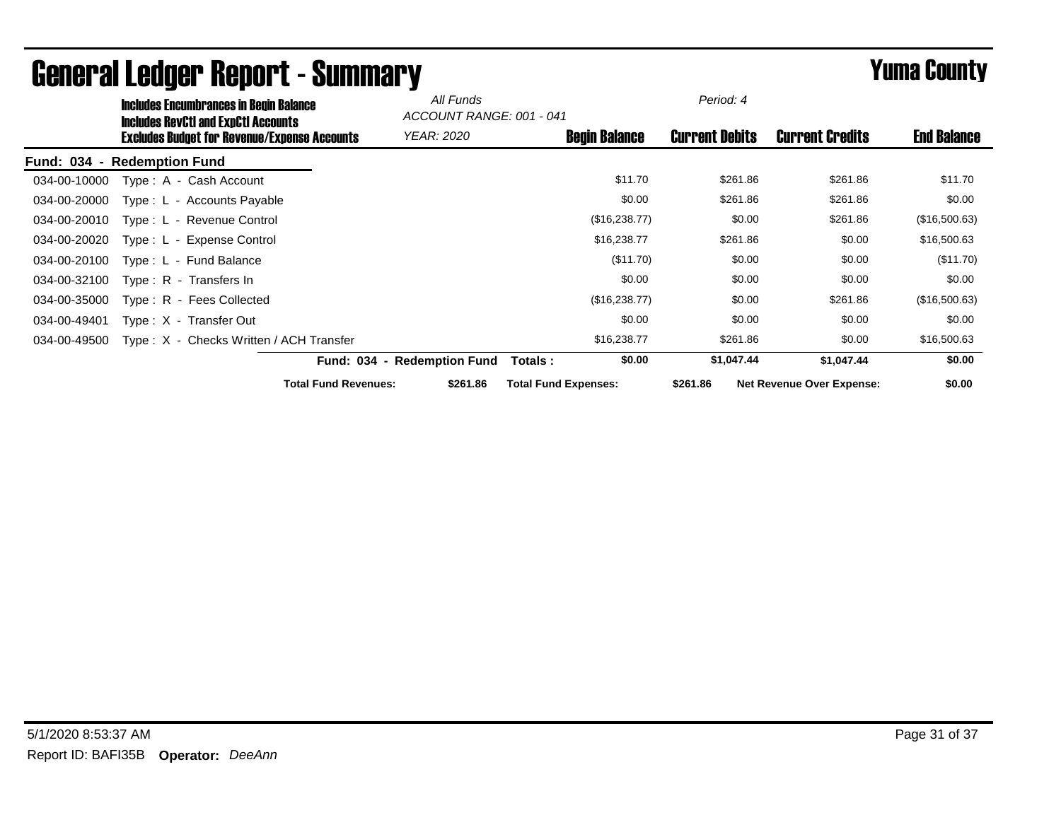# General Ledger Report - Summary

# Yuma County

**Includes Encumbrances in Begin Balance**
**Includes RevCtl and ExpCtl Accounts**
**Excludes Budget for Revenue/Expense Accounts**

*All Funds*
*ACCOUNT RANGE: 001 - 041*
*YEAR: 2020*

*Period: 4*

**Fund: 034 - Redemption Fund**

| Account | Description | Begin Balance | Current Debits | Current Credits | End Balance |
|---|---|---|---|---|---|
| 034-00-10000 | Type : A - Cash Account | $11.70 | $261.86 | $261.86 | $11.70 |
| 034-00-20000 | Type : L - Accounts Payable | $0.00 | $261.86 | $261.86 | $0.00 |
| 034-00-20010 | Type : L - Revenue Control | ($16,238.77) | $0.00 | $261.86 | ($16,500.63) |
| 034-00-20020 | Type : L - Expense Control | $16,238.77 | $261.86 | $0.00 | $16,500.63 |
| 034-00-20100 | Type : L - Fund Balance | ($11.70) | $0.00 | $0.00 | ($11.70) |
| 034-00-32100 | Type : R - Transfers In | $0.00 | $0.00 | $0.00 | $0.00 |
| 034-00-35000 | Type : R - Fees Collected | ($16,238.77) | $0.00 | $261.86 | ($16,500.63) |
| 034-00-49401 | Type : X - Transfer Out | $0.00 | $0.00 | $0.00 | $0.00 |
| 034-00-49500 | Type : X - Checks Written / ACH Transfer | $16,238.77 | $261.86 | $0.00 | $16,500.63 |
| | **Fund: 034 - Redemption Fund Totals :** | **$0.00** | **$1,047.44** | **$1,047.44** | **$0.00** |

**Total Fund Revenues:** $261.86 **Total Fund Expenses:** $261.86 **Net Revenue Over Expense:** $0.00

5/1/2020 8:53:37 AM

Report ID: BAFI35B **Operator:** *DeeAnn*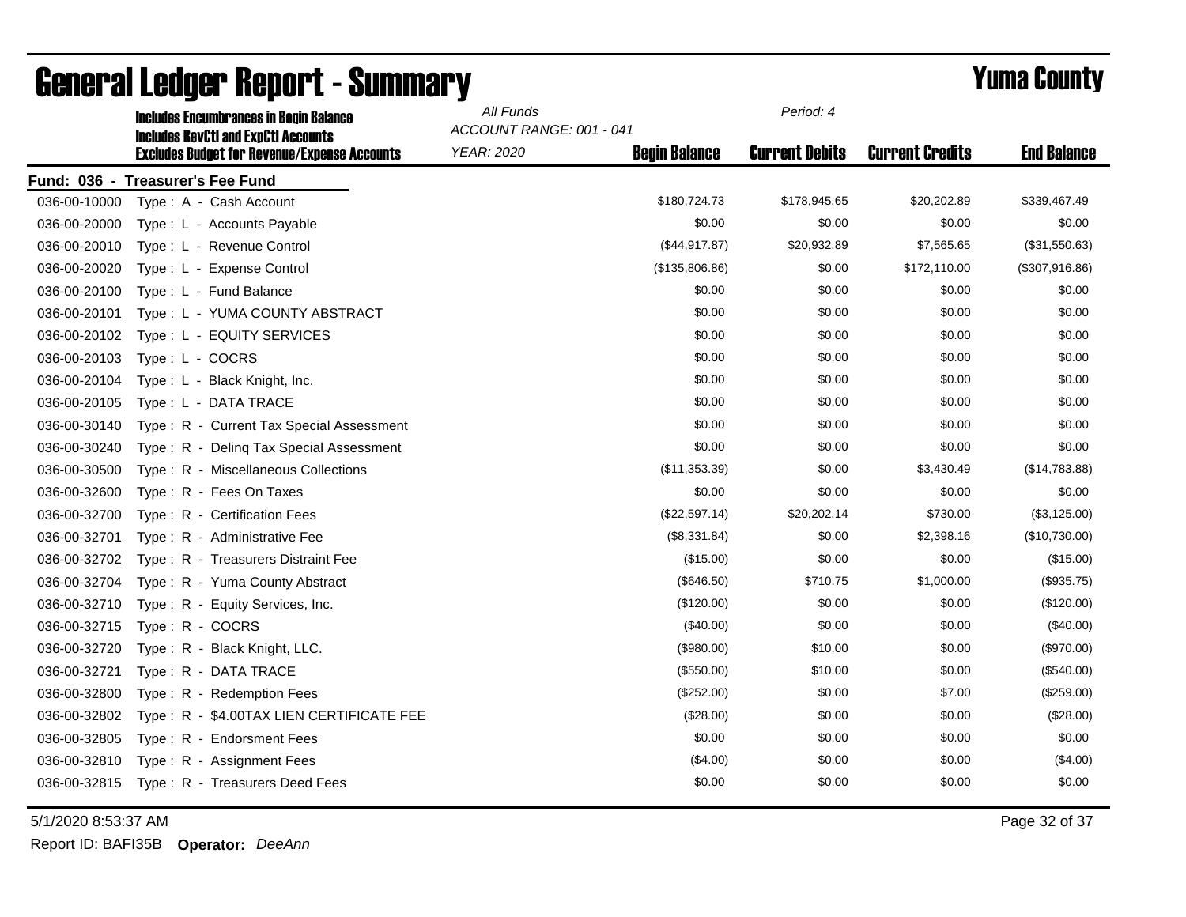# General Ledger Report - Summary

**Yuma County**

**Includes Encumbrances in Begin Balance**
**Includes RevCtl and ExpCtl Accounts**
**Excludes Budget for Revenue/Expense Accounts**

*All Funds*
*ACCOUNT RANGE: 001 - 041*
*YEAR: 2020*
*Period: 4*

**Fund: 036 - Treasurer's Fee Fund**

| Account | Description | Begin Balance | Current Debits | Current Credits | End Balance |
|---|---|---|---|---|---|
| 036-00-10000 | Type : A - Cash Account | $180,724.73 | $178,945.65 | $20,202.89 | $339,467.49 |
| 036-00-20000 | Type : L - Accounts Payable | $0.00 | $0.00 | $0.00 | $0.00 |
| 036-00-20010 | Type : L - Revenue Control | ($44,917.87) | $20,932.89 | $7,565.65 | ($31,550.63) |
| 036-00-20020 | Type : L - Expense Control | ($135,806.86) | $0.00 | $172,110.00 | ($307,916.86) |
| 036-00-20100 | Type : L - Fund Balance | $0.00 | $0.00 | $0.00 | $0.00 |
| 036-00-20101 | Type : L - YUMA COUNTY ABSTRACT | $0.00 | $0.00 | $0.00 | $0.00 |
| 036-00-20102 | Type : L - EQUITY SERVICES | $0.00 | $0.00 | $0.00 | $0.00 |
| 036-00-20103 | Type : L - COCRS | $0.00 | $0.00 | $0.00 | $0.00 |
| 036-00-20104 | Type : L - Black Knight, Inc. | $0.00 | $0.00 | $0.00 | $0.00 |
| 036-00-20105 | Type : L - DATA TRACE | $0.00 | $0.00 | $0.00 | $0.00 |
| 036-00-30140 | Type : R - Current Tax Special Assessment | $0.00 | $0.00 | $0.00 | $0.00 |
| 036-00-30240 | Type : R - Delinq Tax Special Assessment | $0.00 | $0.00 | $0.00 | $0.00 |
| 036-00-30500 | Type : R - Miscellaneous Collections | ($11,353.39) | $0.00 | $3,430.49 | ($14,783.88) |
| 036-00-32600 | Type : R - Fees On Taxes | $0.00 | $0.00 | $0.00 | $0.00 |
| 036-00-32700 | Type : R - Certification Fees | ($22,597.14) | $20,202.14 | $730.00 | ($3,125.00) |
| 036-00-32701 | Type : R - Administrative Fee | ($8,331.84) | $0.00 | $2,398.16 | ($10,730.00) |
| 036-00-32702 | Type : R - Treasurers Distraint Fee | ($15.00) | $0.00 | $0.00 | ($15.00) |
| 036-00-32704 | Type : R - Yuma County Abstract | ($646.50) | $710.75 | $1,000.00 | ($935.75) |
| 036-00-32710 | Type : R - Equity Services, Inc. | ($120.00) | $0.00 | $0.00 | ($120.00) |
| 036-00-32715 | Type : R - COCRS | ($40.00) | $0.00 | $0.00 | ($40.00) |
| 036-00-32720 | Type : R - Black Knight, LLC. | ($980.00) | $10.00 | $0.00 | ($970.00) |
| 036-00-32721 | Type : R - DATA TRACE | ($550.00) | $10.00 | $0.00 | ($540.00) |
| 036-00-32800 | Type : R - Redemption Fees | ($252.00) | $0.00 | $7.00 | ($259.00) |
| 036-00-32802 | Type : R - $4.00TAX LIEN CERTIFICATE FEE | ($28.00) | $0.00 | $0.00 | ($28.00) |
| 036-00-32805 | Type : R - Endorsment Fees | $0.00 | $0.00 | $0.00 | $0.00 |
| 036-00-32810 | Type : R - Assignment Fees | ($4.00) | $0.00 | $0.00 | ($4.00) |
| 036-00-32815 | Type : R - Treasurers Deed Fees | $0.00 | $0.00 | $0.00 | $0.00 |

5/1/2020 8:53:37 AM

Report ID: BAFI35B **Operator:** *DeeAnn*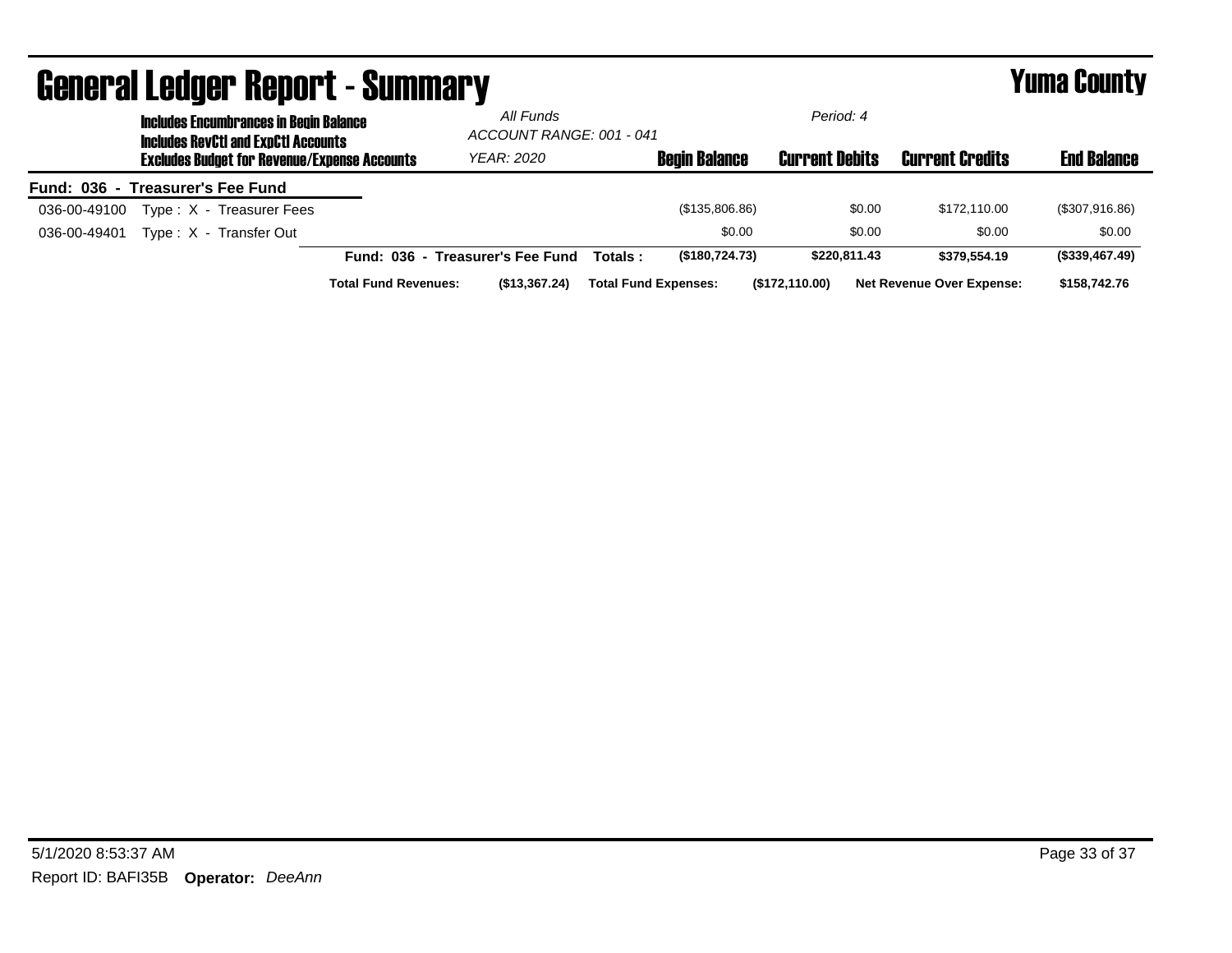# General Ledger Report - Summary

## Yuma County

**Includes Encumbrances in Begin Balance**
**Includes RevCtl and ExpCtl Accounts**
**Excludes Budget for Revenue/Expense Accounts**

*All Funds*
*ACCOUNT RANGE: 001 - 041*
*YEAR: 2020*
*Period: 4*

| | | Begin Balance | Current Debits | Current Credits | End Balance |
|---|---|---|---|---|---|
| **Fund: 036 - Treasurer's Fee Fund** | | | | | |
| 036-00-49100 | Type : X - Treasurer Fees | ($135,806.86) | $0.00 | $172,110.00 | ($307,916.86) |
| 036-00-49401 | Type : X - Transfer Out | $0.00 | $0.00 | $0.00 | $0.00 |
| | **Fund: 036 - Treasurer's Fee Fund Totals :** | **($180,724.73)** | **$220,811.43** | **$379,554.19** | **($339,467.49)** |

**Total Fund Revenues:** ($13,367.24) **Total Fund Expenses:** ($172,110.00) **Net Revenue Over Expense:** $158,742.76

5/1/2020 8:53:37 AM

Report ID: BAFI35B **Operator:** *DeeAnn*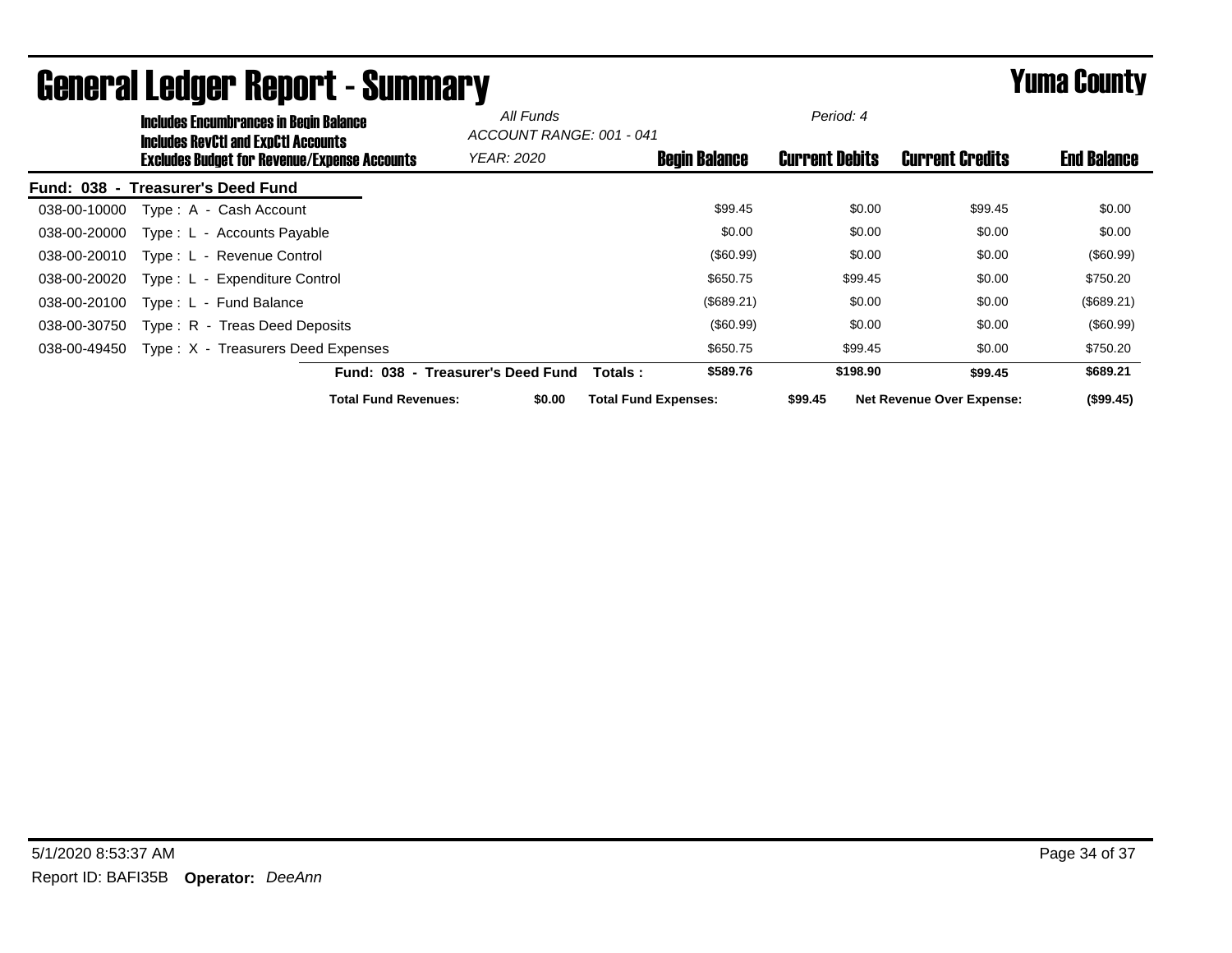# General Ledger Report - Summary

**Yuma County**

**Includes Encumbrances in Begin Balance**
**Includes RevCtl and ExpCtl Accounts**
**Excludes Budget for Revenue/Expense Accounts**

*All Funds*
*ACCOUNT RANGE: 001 - 041*
*YEAR: 2020*

*Period: 4*

## Fund: 038 - Treasurer's Deed Fund

| Account | Description | Begin Balance | Current Debits | Current Credits | End Balance |
|---|---|---|---|---|---|
| 038-00-10000 | Type : A - Cash Account | $99.45 | $0.00 | $99.45 | $0.00 |
| 038-00-20000 | Type : L - Accounts Payable | $0.00 | $0.00 | $0.00 | $0.00 |
| 038-00-20010 | Type : L - Revenue Control | ($60.99) | $0.00 | $0.00 | ($60.99) |
| 038-00-20020 | Type : L - Expenditure Control | $650.75 | $99.45 | $0.00 | $750.20 |
| 038-00-20100 | Type : L - Fund Balance | ($689.21) | $0.00 | $0.00 | ($689.21) |
| 038-00-30750 | Type : R - Treas Deed Deposits | ($60.99) | $0.00 | $0.00 | ($60.99) |
| 038-00-49450 | Type : X - Treasurers Deed Expenses | $650.75 | $99.45 | $0.00 | $750.20 |
| | **Fund: 038 - Treasurer's Deed Fund Totals :** | **$589.76** | **$198.90** | **$99.45** | **$689.21** |

**Total Fund Revenues:** $0.00 **Total Fund Expenses:** $99.45 **Net Revenue Over Expense:** ($99.45)

5/1/2020 8:53:37 AM

Report ID: BAFI35B **Operator:** *DeeAnn*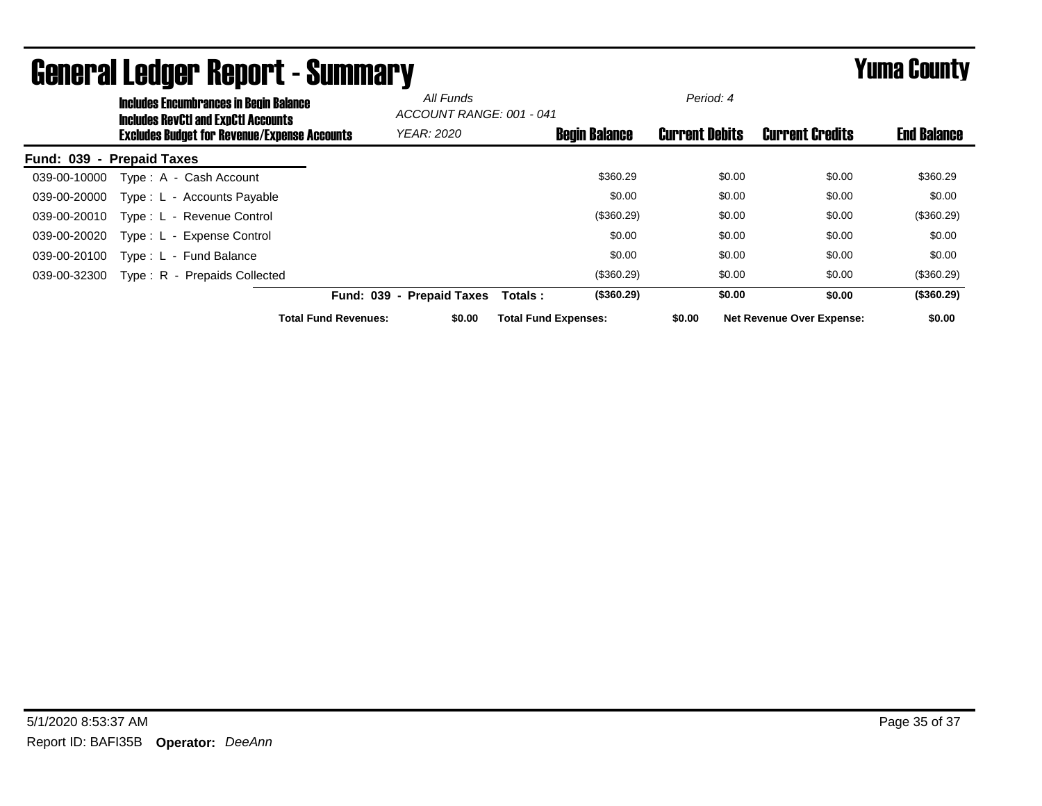# General Ledger Report - Summary

## Yuma County

**Includes Encumbrances in Begin Balance**
**Includes RevCtl and ExpCtl Accounts**
**Excludes Budget for Revenue/Expense Accounts**

*All Funds*
*ACCOUNT RANGE: 001 - 041*
*YEAR: 2020*
*Period: 4*

**Fund: 039 - Prepaid Taxes**

| | | Begin Balance | Current Debits | Current Credits | End Balance |
|---|---|---|---|---|---|
| 039-00-10000 | Type : A - Cash Account | $360.29 | $0.00 | $0.00 | $360.29 |
| 039-00-20000 | Type : L - Accounts Payable | $0.00 | $0.00 | $0.00 | $0.00 |
| 039-00-20010 | Type : L - Revenue Control | ($360.29) | $0.00 | $0.00 | ($360.29) |
| 039-00-20020 | Type : L - Expense Control | $0.00 | $0.00 | $0.00 | $0.00 |
| 039-00-20100 | Type : L - Fund Balance | $0.00 | $0.00 | $0.00 | $0.00 |
| 039-00-32300 | Type : R - Prepaids Collected | ($360.29) | $0.00 | $0.00 | ($360.29) |
| | **Fund: 039 - Prepaid Taxes Totals :** | **($360.29)** | **$0.00** | **$0.00** | **($360.29)** |

**Total Fund Revenues:** **$0.00** **Total Fund Expenses:** **$0.00** **Net Revenue Over Expense:** **$0.00**

5/1/2020 8:53:37 AM

Report ID: BAFI35B **Operator:** *DeeAnn*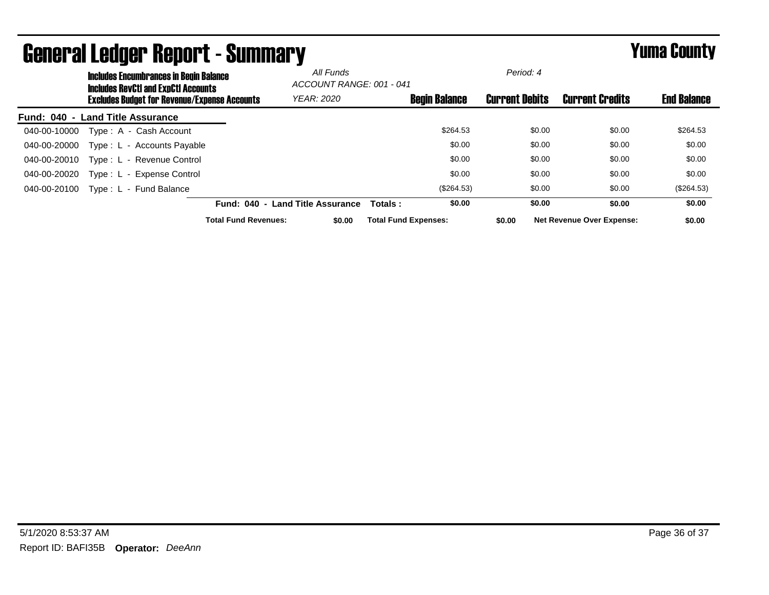# General Ledger Report - Summary

# Yuma County

**Includes Encumbrances in Begin Balance**
**Includes RevCtl and ExpCtl Accounts**
**Excludes Budget for Revenue/Expense Accounts**

*All Funds*
*ACCOUNT RANGE: 001 - 041*
*YEAR: 2020*

*Period: 4*

**Fund: 040 - Land Title Assurance**

| | | Begin Balance | Current Debits | Current Credits | End Balance |
|---|---|---|---|---|---|
| 040-00-10000 | Type : A - Cash Account | $264.53 | $0.00 | $0.00 | $264.53 |
| 040-00-20000 | Type : L - Accounts Payable | $0.00 | $0.00 | $0.00 | $0.00 |
| 040-00-20010 | Type : L - Revenue Control | $0.00 | $0.00 | $0.00 | $0.00 |
| 040-00-20020 | Type : L - Expense Control | $0.00 | $0.00 | $0.00 | $0.00 |
| 040-00-20100 | Type : L - Fund Balance | ($264.53) | $0.00 | $0.00 | ($264.53) |
| | **Fund: 040 - Land Title Assurance Totals :** | **$0.00** | **$0.00** | **$0.00** | **$0.00** |

**Total Fund Revenues:** **$0.00** **Total Fund Expenses:** **$0.00** **Net Revenue Over Expense:** **$0.00**

5/1/2020 8:53:37 AM

Report ID: BAFI35B **Operator:** *DeeAnn*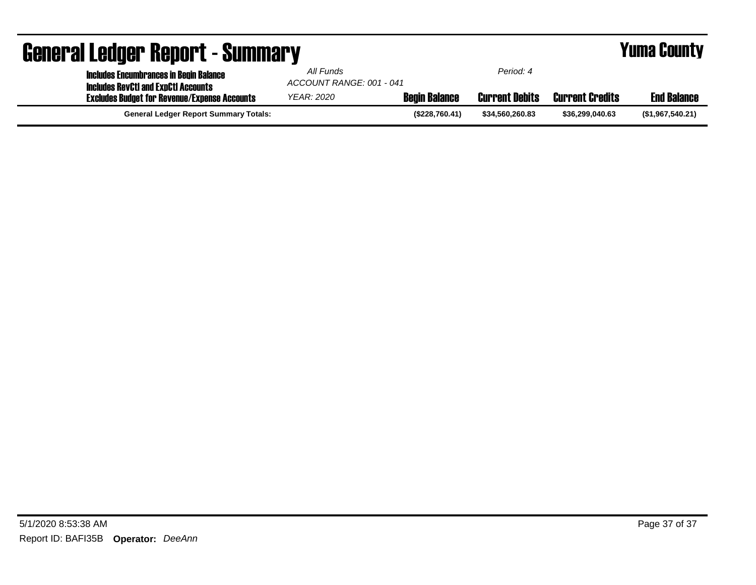# General Ledger Report - Summary

**Yuma County**

**Includes Encumbrances in Begin Balance**
**Includes RevCtl and ExpCtl Accounts**
**Excludes Budget for Revenue/Expense Accounts**

*All Funds*
*ACCOUNT RANGE: 001 - 041*
*YEAR: 2020*

*Period: 4*

| | Begin Balance | Current Debits | Current Credits | End Balance |
|---|---|---|---|---|
| **General Ledger Report Summary Totals:** | **($228,760.41)** | **$34,560,260.83** | **$36,299,040.63** | **($1,967,540.21)** |

5/1/2020 8:53:38 AM

Report ID: BAFI35B **Operator:** *DeeAnn*